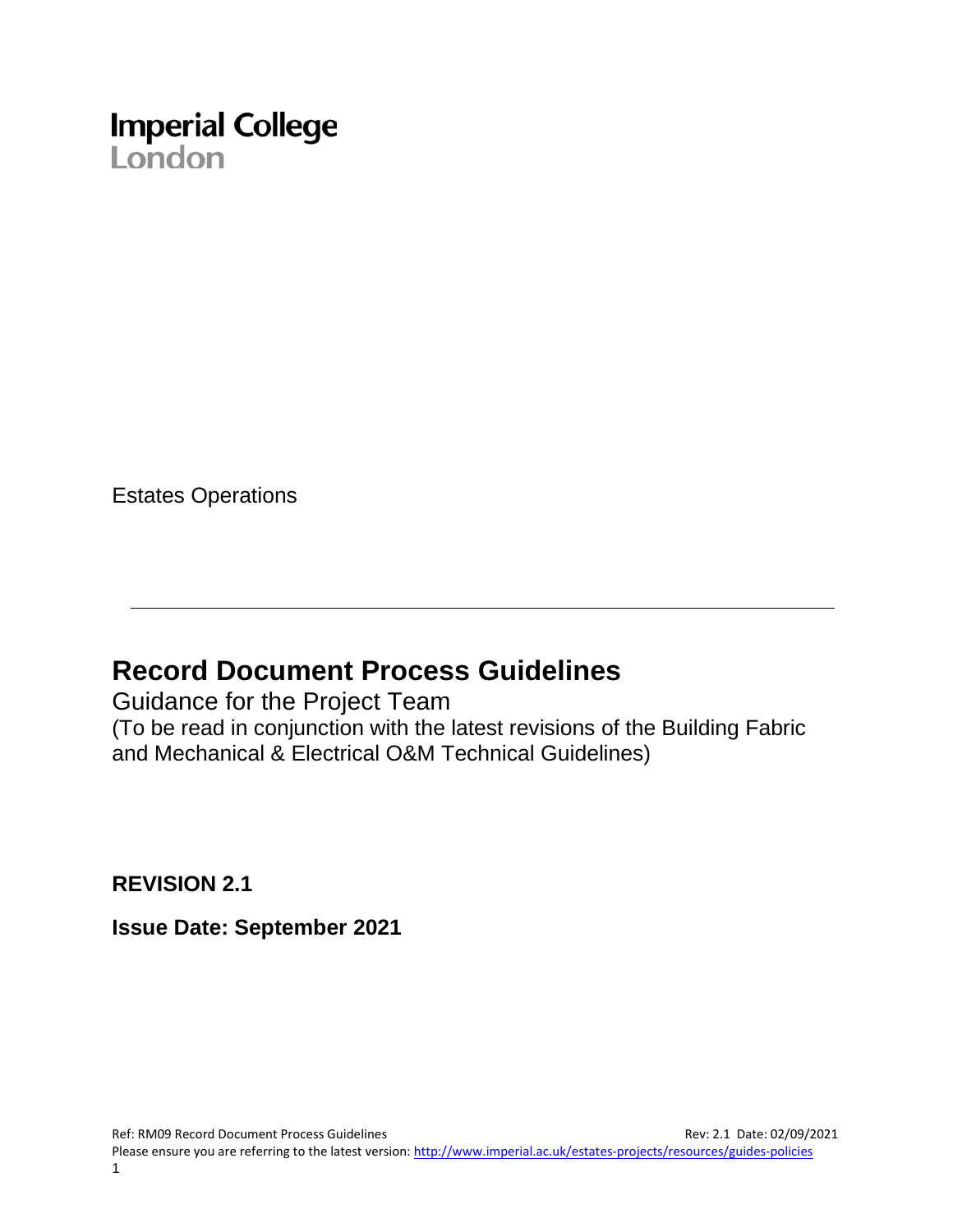Imperial College London

Estates Operations

# Record Document Process Guidelines

Guidance for the Project Team

(To be read in conjunction with the latest revisions of the Building Fabric and Mechanical & Electrical O&M Technical Guidelines)

**REVISION 2.1**

**Issue Date: September 2021**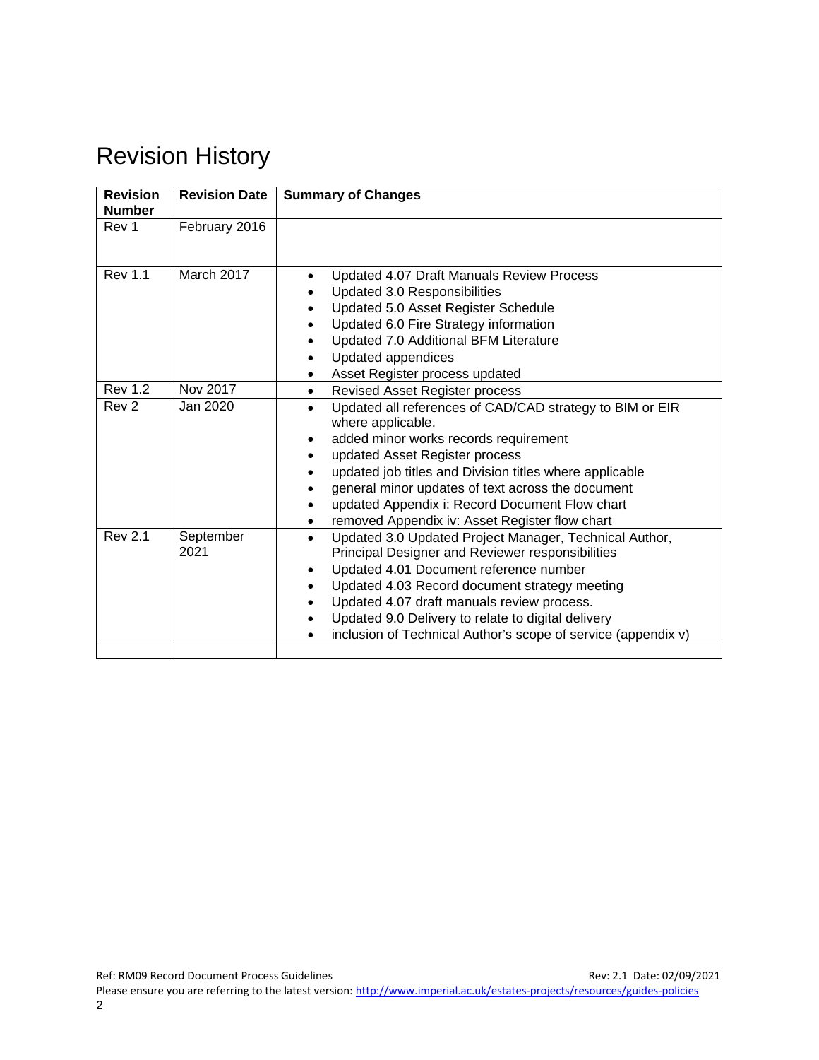# Revision History

| Revision Number | Revision Date | Summary of Changes |
|---|---|---|
| Rev 1 | February 2016 | |
| Rev 1.1 | March 2017 | • Updated 4.07 Draft Manuals Review Process<br>• Updated 3.0 Responsibilities<br>• Updated 5.0 Asset Register Schedule<br>• Updated 6.0 Fire Strategy information<br>• Updated 7.0 Additional BFM Literature<br>• Updated appendices<br>• Asset Register process updated |
| Rev 1.2 | Nov 2017 | • Revised Asset Register process |
| Rev 2 | Jan 2020 | • Updated all references of CAD/CAD strategy to BIM or EIR where applicable.<br>• added minor works records requirement<br>• updated Asset Register process<br>• updated job titles and Division titles where applicable<br>• general minor updates of text across the document<br>• updated Appendix i: Record Document Flow chart<br>• removed Appendix iv: Asset Register flow chart |
| Rev 2.1 | September 2021 | • Updated 3.0 Updated Project Manager, Technical Author, Principal Designer and Reviewer responsibilities<br>• Updated 4.01 Document reference number<br>• Updated 4.03 Record document strategy meeting<br>• Updated 4.07 draft manuals review process.<br>• Updated 9.0 Delivery to relate to digital delivery<br>• inclusion of Technical Author's scope of service (appendix v) |
| | | |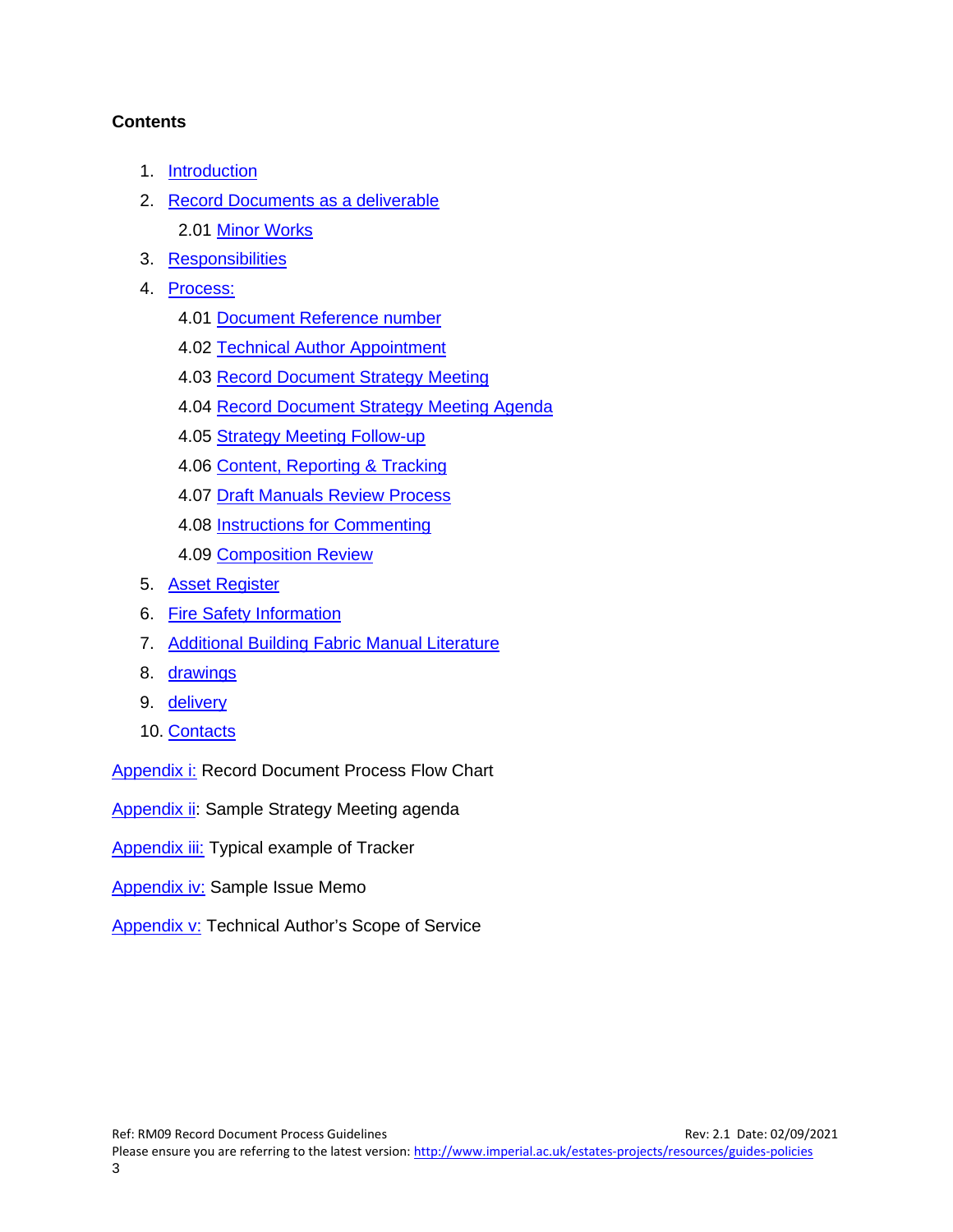**Contents**

1. Introduction
2. Record Documents as a deliverable
   - 2.01 Minor Works
3. Responsibilities
4. Process:
   - 4.01 Document Reference number
   - 4.02 Technical Author Appointment
   - 4.03 Record Document Strategy Meeting
   - 4.04 Record Document Strategy Meeting Agenda
   - 4.05 Strategy Meeting Follow-up
   - 4.06 Content, Reporting & Tracking
   - 4.07 Draft Manuals Review Process
   - 4.08 Instructions for Commenting
   - 4.09 Composition Review
5. Asset Register
6. Fire Safety Information
7. Additional Building Fabric Manual Literature
8. drawings
9. delivery
10. Contacts

Appendix i: Record Document Process Flow Chart

Appendix ii: Sample Strategy Meeting agenda

Appendix iii: Typical example of Tracker

Appendix iv: Sample Issue Memo

Appendix v: Technical Author's Scope of Service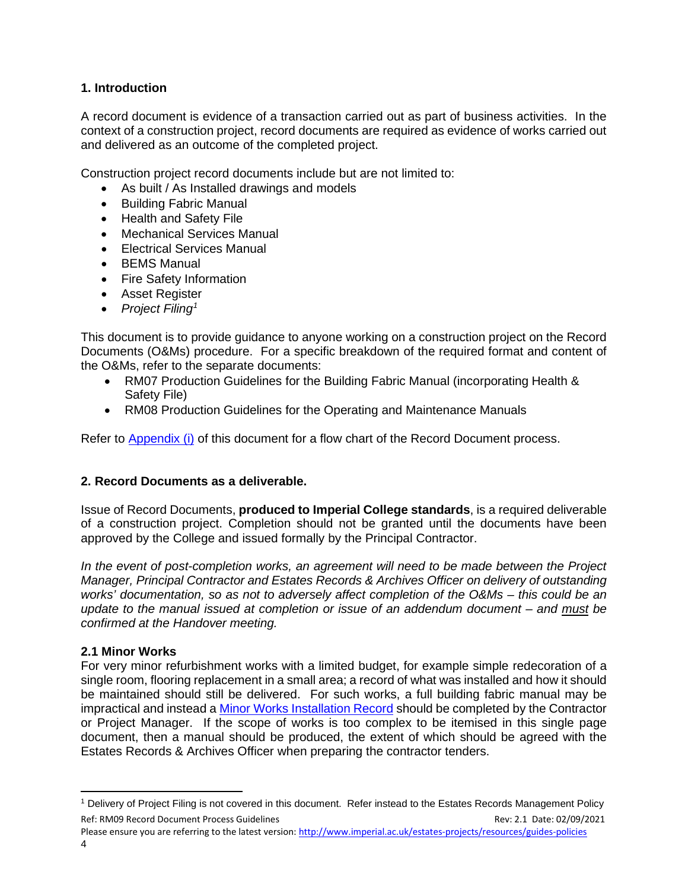## 1. Introduction

A record document is evidence of a transaction carried out as part of business activities. In the context of a construction project, record documents are required as evidence of works carried out and delivered as an outcome of the completed project.

Construction project record documents include but are not limited to:

- As built / As Installed drawings and models
- Building Fabric Manual
- Health and Safety File
- Mechanical Services Manual
- Electrical Services Manual
- BEMS Manual
- Fire Safety Information
- Asset Register
- *Project Filing*[1]

This document is to provide guidance to anyone working on a construction project on the Record Documents (O&Ms) procedure. For a specific breakdown of the required format and content of the O&Ms, refer to the separate documents:

- RM07 Production Guidelines for the Building Fabric Manual (incorporating Health & Safety File)
- RM08 Production Guidelines for the Operating and Maintenance Manuals

Refer to Appendix (i) of this document for a flow chart of the Record Document process.

## 2. Record Documents as a deliverable.

Issue of Record Documents, **produced to Imperial College standards**, is a required deliverable of a construction project. Completion should not be granted until the documents have been approved by the College and issued formally by the Principal Contractor.

*In the event of post-completion works, an agreement will need to be made between the Project Manager, Principal Contractor and Estates Records & Archives Officer on delivery of outstanding works' documentation, so as not to adversely affect completion of the O&Ms – this could be an update to the manual issued at completion or issue of an addendum document – and must be confirmed at the Handover meeting.*

### 2.1 Minor Works

For very minor refurbishment works with a limited budget, for example simple redecoration of a single room, flooring replacement in a small area; a record of what was installed and how it should be maintained should still be delivered. For such works, a full building fabric manual may be impractical and instead a Minor Works Installation Record should be completed by the Contractor or Project Manager. If the scope of works is too complex to be itemised in this single page document, then a manual should be produced, the extent of which should be agreed with the Estates Records & Archives Officer when preparing the contractor tenders.

[1] Delivery of Project Filing is not covered in this document. Refer instead to the Estates Records Management Policy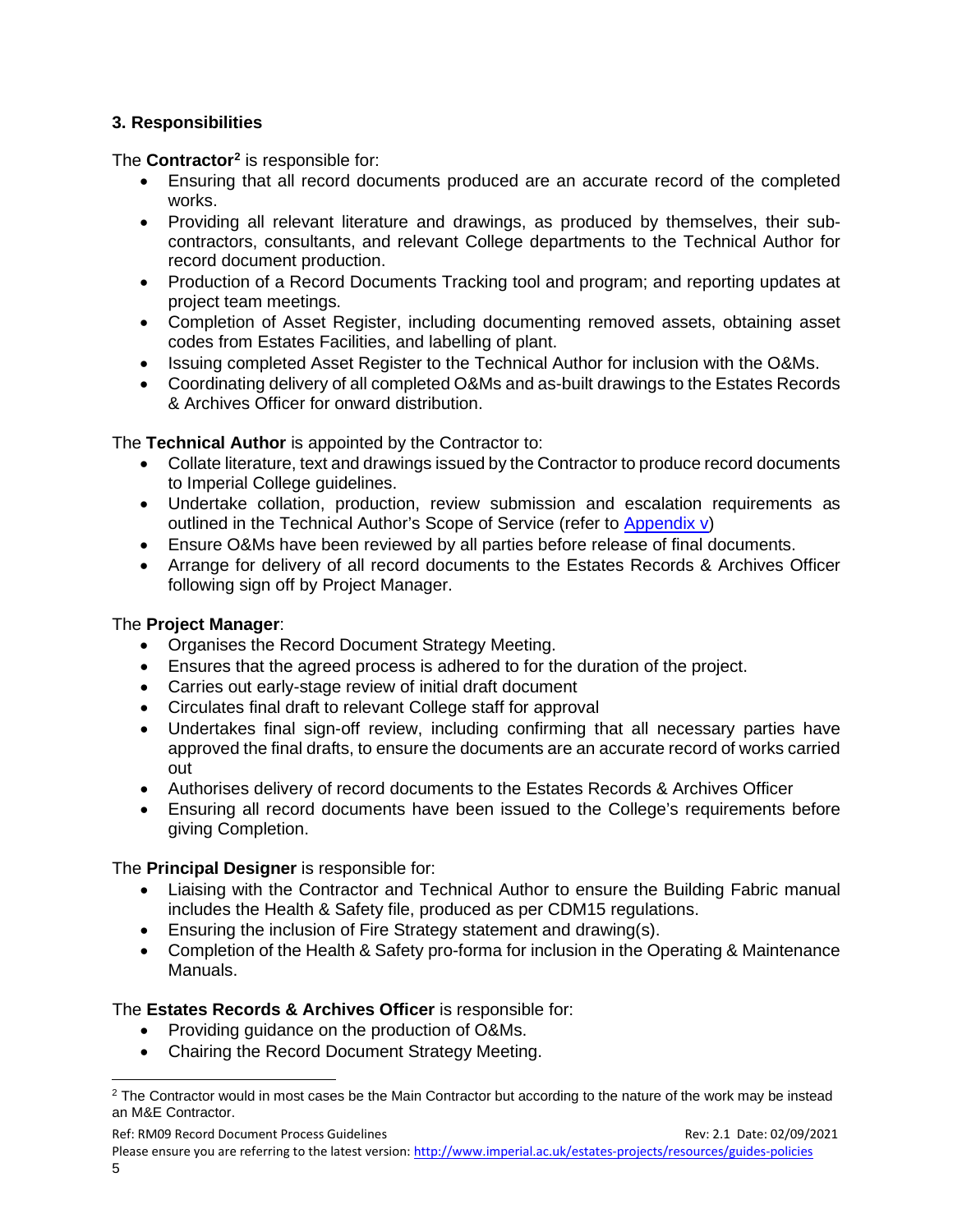## 3. Responsibilities

The **Contractor**[2] is responsible for:

- Ensuring that all record documents produced are an accurate record of the completed works.
- Providing all relevant literature and drawings, as produced by themselves, their sub-contractors, consultants, and relevant College departments to the Technical Author for record document production.
- Production of a Record Documents Tracking tool and program; and reporting updates at project team meetings.
- Completion of Asset Register, including documenting removed assets, obtaining asset codes from Estates Facilities, and labelling of plant.
- Issuing completed Asset Register to the Technical Author for inclusion with the O&Ms.
- Coordinating delivery of all completed O&Ms and as-built drawings to the Estates Records & Archives Officer for onward distribution.

The **Technical Author** is appointed by the Contractor to:

- Collate literature, text and drawings issued by the Contractor to produce record documents to Imperial College guidelines.
- Undertake collation, production, review submission and escalation requirements as outlined in the Technical Author's Scope of Service (refer to Appendix v)
- Ensure O&Ms have been reviewed by all parties before release of final documents.
- Arrange for delivery of all record documents to the Estates Records & Archives Officer following sign off by Project Manager.

The **Project Manager**:

- Organises the Record Document Strategy Meeting.
- Ensures that the agreed process is adhered to for the duration of the project.
- Carries out early-stage review of initial draft document
- Circulates final draft to relevant College staff for approval
- Undertakes final sign-off review, including confirming that all necessary parties have approved the final drafts, to ensure the documents are an accurate record of works carried out
- Authorises delivery of record documents to the Estates Records & Archives Officer
- Ensuring all record documents have been issued to the College's requirements before giving Completion.

The **Principal Designer** is responsible for:

- Liaising with the Contractor and Technical Author to ensure the Building Fabric manual includes the Health & Safety file, produced as per CDM15 regulations.
- Ensuring the inclusion of Fire Strategy statement and drawing(s).
- Completion of the Health & Safety pro-forma for inclusion in the Operating & Maintenance Manuals.

The **Estates Records & Archives Officer** is responsible for:

- Providing guidance on the production of O&Ms.
- Chairing the Record Document Strategy Meeting.

[2] The Contractor would in most cases be the Main Contractor but according to the nature of the work may be instead an M&E Contractor.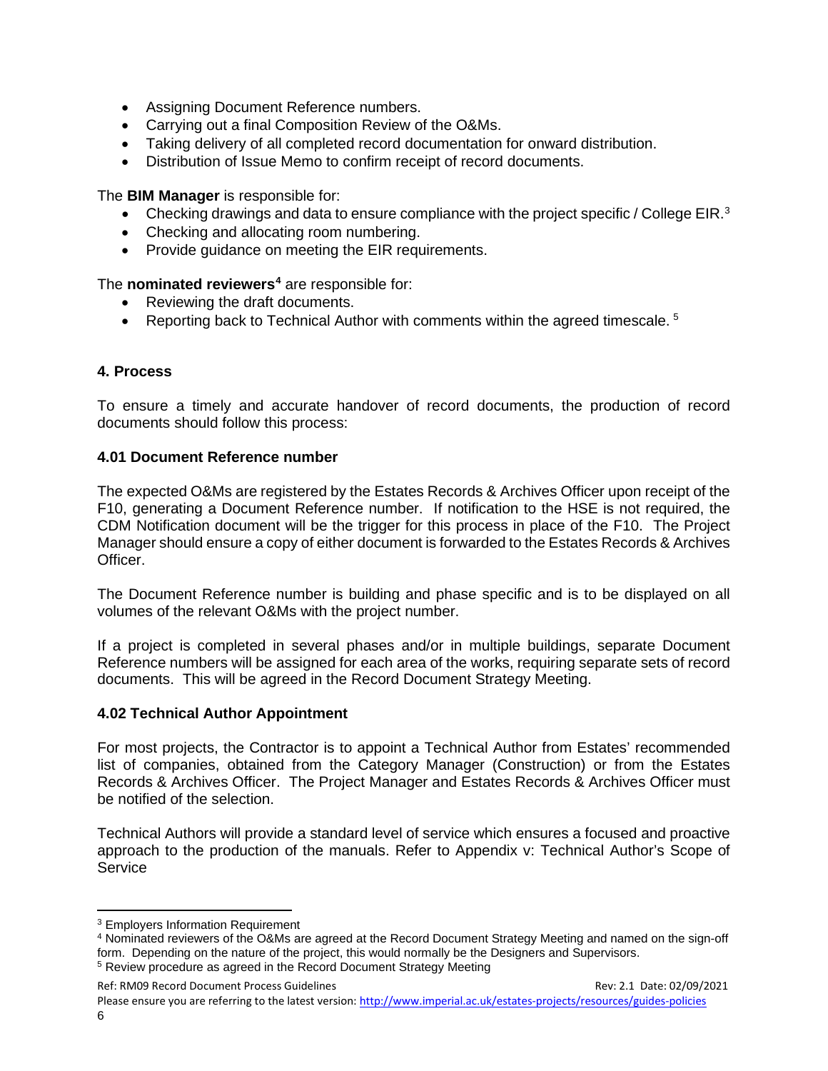- Assigning Document Reference numbers.
- Carrying out a final Composition Review of the O&Ms.
- Taking delivery of all completed record documentation for onward distribution.
- Distribution of Issue Memo to confirm receipt of record documents.

The **BIM Manager** is responsible for:

- Checking drawings and data to ensure compliance with the project specific / College EIR.[3]
- Checking and allocating room numbering.
- Provide guidance on meeting the EIR requirements.

The **nominated reviewers**[4] are responsible for:

- Reviewing the draft documents.
- Reporting back to Technical Author with comments within the agreed timescale. [5]

## 4. Process

To ensure a timely and accurate handover of record documents, the production of record documents should follow this process:

### 4.01 Document Reference number

The expected O&Ms are registered by the Estates Records & Archives Officer upon receipt of the F10, generating a Document Reference number. If notification to the HSE is not required, the CDM Notification document will be the trigger for this process in place of the F10. The Project Manager should ensure a copy of either document is forwarded to the Estates Records & Archives Officer.

The Document Reference number is building and phase specific and is to be displayed on all volumes of the relevant O&Ms with the project number.

If a project is completed in several phases and/or in multiple buildings, separate Document Reference numbers will be assigned for each area of the works, requiring separate sets of record documents. This will be agreed in the Record Document Strategy Meeting.

### 4.02 Technical Author Appointment

For most projects, the Contractor is to appoint a Technical Author from Estates' recommended list of companies, obtained from the Category Manager (Construction) or from the Estates Records & Archives Officer. The Project Manager and Estates Records & Archives Officer must be notified of the selection.

Technical Authors will provide a standard level of service which ensures a focused and proactive approach to the production of the manuals. Refer to Appendix v: Technical Author's Scope of Service

---

[3] Employers Information Requirement

[4] Nominated reviewers of the O&Ms are agreed at the Record Document Strategy Meeting and named on the sign-off form. Depending on the nature of the project, this would normally be the Designers and Supervisors.

[5] Review procedure as agreed in the Record Document Strategy Meeting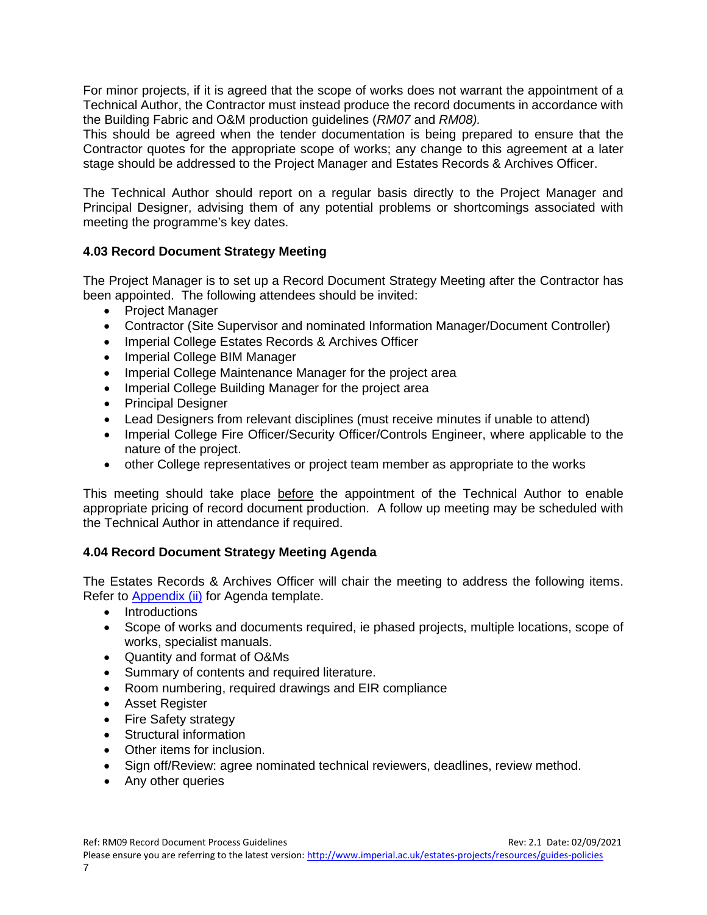For minor projects, if it is agreed that the scope of works does not warrant the appointment of a Technical Author, the Contractor must instead produce the record documents in accordance with the Building Fabric and O&M production guidelines (*RM07* and *RM08).*
This should be agreed when the tender documentation is being prepared to ensure that the Contractor quotes for the appropriate scope of works; any change to this agreement at a later stage should be addressed to the Project Manager and Estates Records & Archives Officer.

The Technical Author should report on a regular basis directly to the Project Manager and Principal Designer, advising them of any potential problems or shortcomings associated with meeting the programme's key dates.

### 4.03 Record Document Strategy Meeting

The Project Manager is to set up a Record Document Strategy Meeting after the Contractor has been appointed. The following attendees should be invited:

- Project Manager
- Contractor (Site Supervisor and nominated Information Manager/Document Controller)
- Imperial College Estates Records & Archives Officer
- Imperial College BIM Manager
- Imperial College Maintenance Manager for the project area
- Imperial College Building Manager for the project area
- Principal Designer
- Lead Designers from relevant disciplines (must receive minutes if unable to attend)
- Imperial College Fire Officer/Security Officer/Controls Engineer, where applicable to the nature of the project.
- other College representatives or project team member as appropriate to the works

This meeting should take place <u>before</u> the appointment of the Technical Author to enable appropriate pricing of record document production. A follow up meeting may be scheduled with the Technical Author in attendance if required.

### 4.04 Record Document Strategy Meeting Agenda

The Estates Records & Archives Officer will chair the meeting to address the following items. Refer to Appendix (ii) for Agenda template.

- Introductions
- Scope of works and documents required, ie phased projects, multiple locations, scope of works, specialist manuals.
- Quantity and format of O&Ms
- Summary of contents and required literature.
- Room numbering, required drawings and EIR compliance
- Asset Register
- Fire Safety strategy
- Structural information
- Other items for inclusion.
- Sign off/Review: agree nominated technical reviewers, deadlines, review method.
- Any other queries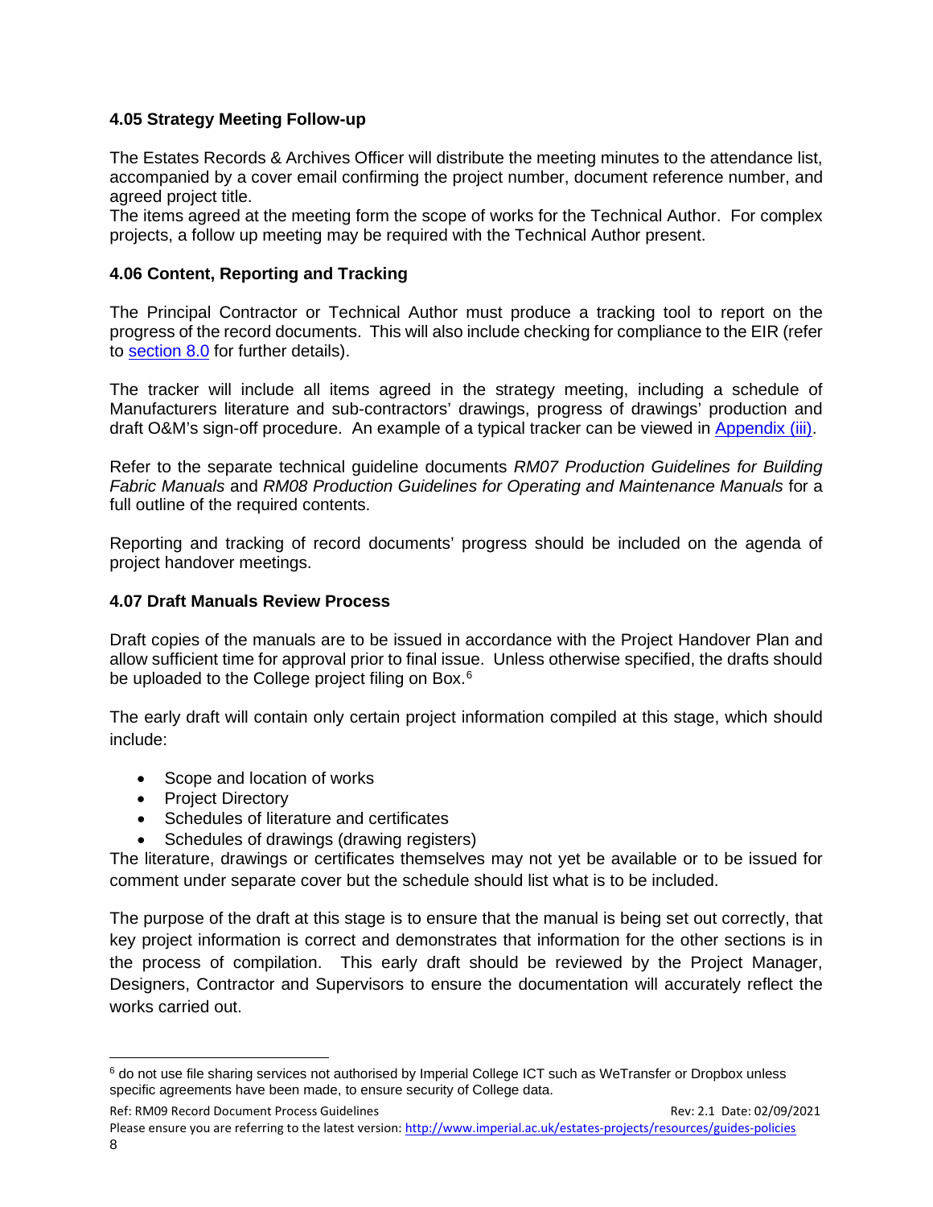### 4.05 Strategy Meeting Follow-up

The Estates Records & Archives Officer will distribute the meeting minutes to the attendance list, accompanied by a cover email confirming the project number, document reference number, and agreed project title.
The items agreed at the meeting form the scope of works for the Technical Author. For complex projects, a follow up meeting may be required with the Technical Author present.

### 4.06 Content, Reporting and Tracking

The Principal Contractor or Technical Author must produce a tracking tool to report on the progress of the record documents. This will also include checking for compliance to the EIR (refer to section 8.0 for further details).

The tracker will include all items agreed in the strategy meeting, including a schedule of Manufacturers literature and sub-contractors' drawings, progress of drawings' production and draft O&M's sign-off procedure. An example of a typical tracker can be viewed in Appendix (iii).

Refer to the separate technical guideline documents *RM07 Production Guidelines for Building Fabric Manuals* and *RM08 Production Guidelines for Operating and Maintenance Manuals* for a full outline of the required contents.

Reporting and tracking of record documents' progress should be included on the agenda of project handover meetings.

### 4.07 Draft Manuals Review Process

Draft copies of the manuals are to be issued in accordance with the Project Handover Plan and allow sufficient time for approval prior to final issue. Unless otherwise specified, the drafts should be uploaded to the College project filing on Box.[6]

The early draft will contain only certain project information compiled at this stage, which should include:

- Scope and location of works
- Project Directory
- Schedules of literature and certificates
- Schedules of drawings (drawing registers)

The literature, drawings or certificates themselves may not yet be available or to be issued for comment under separate cover but the schedule should list what is to be included.

The purpose of the draft at this stage is to ensure that the manual is being set out correctly, that key project information is correct and demonstrates that information for the other sections is in the process of compilation. This early draft should be reviewed by the Project Manager, Designers, Contractor and Supervisors to ensure the documentation will accurately reflect the works carried out.

[6] do not use file sharing services not authorised by Imperial College ICT such as WeTransfer or Dropbox unless specific agreements have been made, to ensure security of College data.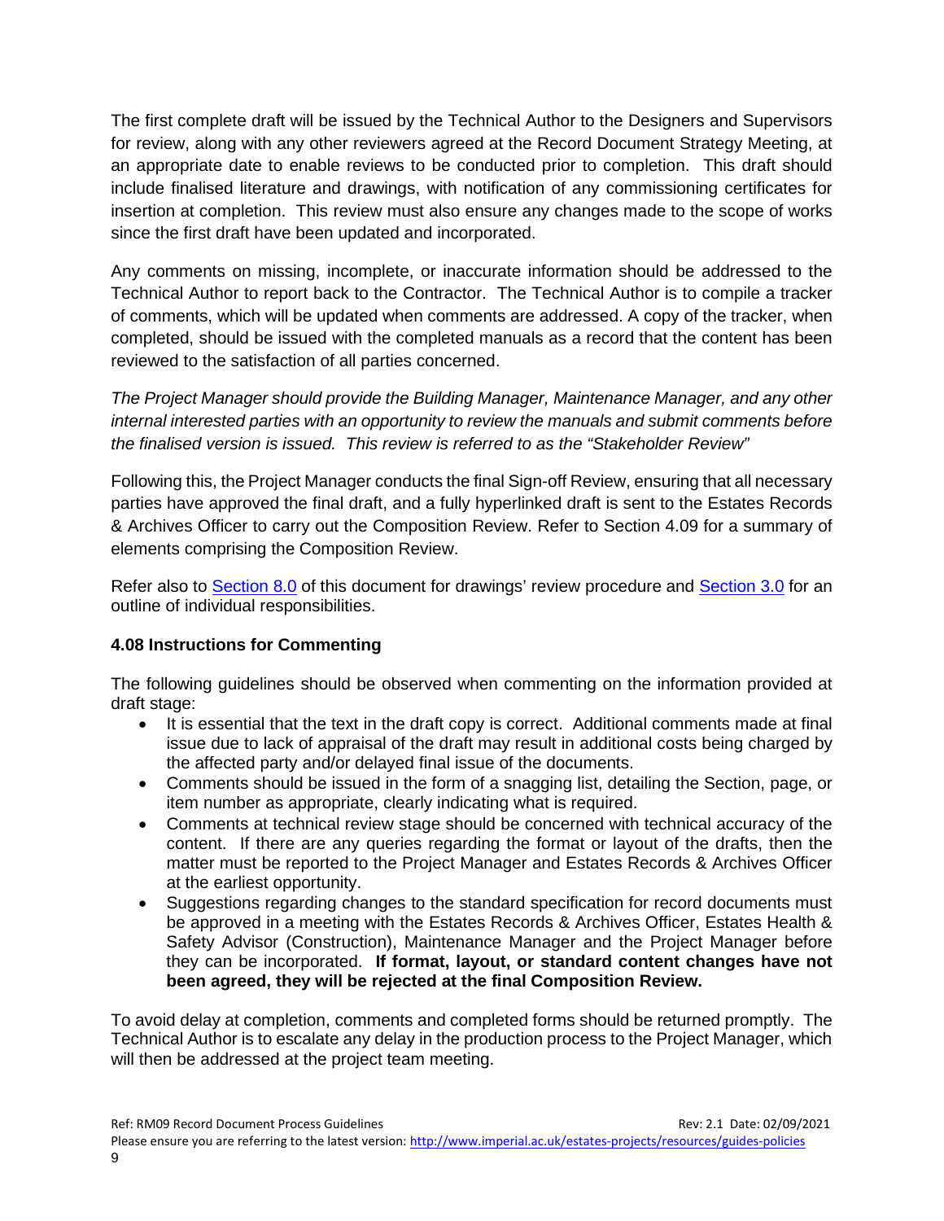The first complete draft will be issued by the Technical Author to the Designers and Supervisors for review, along with any other reviewers agreed at the Record Document Strategy Meeting, at an appropriate date to enable reviews to be conducted prior to completion. This draft should include finalised literature and drawings, with notification of any commissioning certificates for insertion at completion. This review must also ensure any changes made to the scope of works since the first draft have been updated and incorporated.

Any comments on missing, incomplete, or inaccurate information should be addressed to the Technical Author to report back to the Contractor. The Technical Author is to compile a tracker of comments, which will be updated when comments are addressed. A copy of the tracker, when completed, should be issued with the completed manuals as a record that the content has been reviewed to the satisfaction of all parties concerned.

*The Project Manager should provide the Building Manager, Maintenance Manager, and any other internal interested parties with an opportunity to review the manuals and submit comments before the finalised version is issued. This review is referred to as the "Stakeholder Review"*

Following this, the Project Manager conducts the final Sign-off Review, ensuring that all necessary parties have approved the final draft, and a fully hyperlinked draft is sent to the Estates Records & Archives Officer to carry out the Composition Review. Refer to Section 4.09 for a summary of elements comprising the Composition Review.

Refer also to Section 8.0 of this document for drawings' review procedure and Section 3.0 for an outline of individual responsibilities.

### 4.08 Instructions for Commenting

The following guidelines should be observed when commenting on the information provided at draft stage:

- It is essential that the text in the draft copy is correct. Additional comments made at final issue due to lack of appraisal of the draft may result in additional costs being charged by the affected party and/or delayed final issue of the documents.
- Comments should be issued in the form of a snagging list, detailing the Section, page, or item number as appropriate, clearly indicating what is required.
- Comments at technical review stage should be concerned with technical accuracy of the content. If there are any queries regarding the format or layout of the drafts, then the matter must be reported to the Project Manager and Estates Records & Archives Officer at the earliest opportunity.
- Suggestions regarding changes to the standard specification for record documents must be approved in a meeting with the Estates Records & Archives Officer, Estates Health & Safety Advisor (Construction), Maintenance Manager and the Project Manager before they can be incorporated. **If format, layout, or standard content changes have not been agreed, they will be rejected at the final Composition Review.**

To avoid delay at completion, comments and completed forms should be returned promptly. The Technical Author is to escalate any delay in the production process to the Project Manager, which will then be addressed at the project team meeting.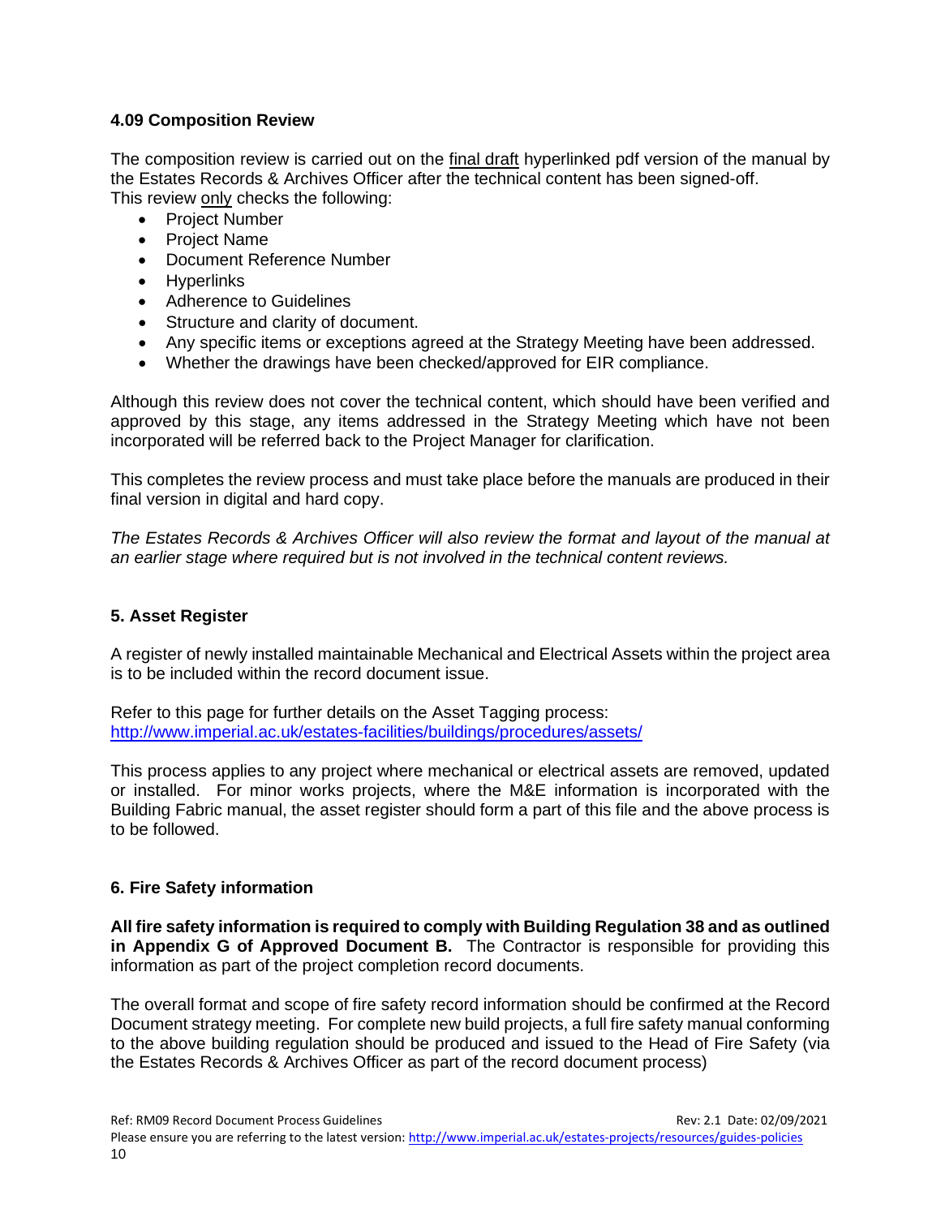### 4.09 Composition Review

The composition review is carried out on the final draft hyperlinked pdf version of the manual by the Estates Records & Archives Officer after the technical content has been signed-off.
This review only checks the following:

- Project Number
- Project Name
- Document Reference Number
- Hyperlinks
- Adherence to Guidelines
- Structure and clarity of document.
- Any specific items or exceptions agreed at the Strategy Meeting have been addressed.
- Whether the drawings have been checked/approved for EIR compliance.

Although this review does not cover the technical content, which should have been verified and approved by this stage, any items addressed in the Strategy Meeting which have not been incorporated will be referred back to the Project Manager for clarification.

This completes the review process and must take place before the manuals are produced in their final version in digital and hard copy.

*The Estates Records & Archives Officer will also review the format and layout of the manual at an earlier stage where required but is not involved in the technical content reviews.*

## 5. Asset Register

A register of newly installed maintainable Mechanical and Electrical Assets within the project area is to be included within the record document issue.

Refer to this page for further details on the Asset Tagging process:
http://www.imperial.ac.uk/estates-facilities/buildings/procedures/assets/

This process applies to any project where mechanical or electrical assets are removed, updated or installed. For minor works projects, where the M&E information is incorporated with the Building Fabric manual, the asset register should form a part of this file and the above process is to be followed.

## 6. Fire Safety information

**All fire safety information is required to comply with Building Regulation 38 and as outlined in Appendix G of Approved Document B.** The Contractor is responsible for providing this information as part of the project completion record documents.

The overall format and scope of fire safety record information should be confirmed at the Record Document strategy meeting. For complete new build projects, a full fire safety manual conforming to the above building regulation should be produced and issued to the Head of Fire Safety (via the Estates Records & Archives Officer as part of the record document process)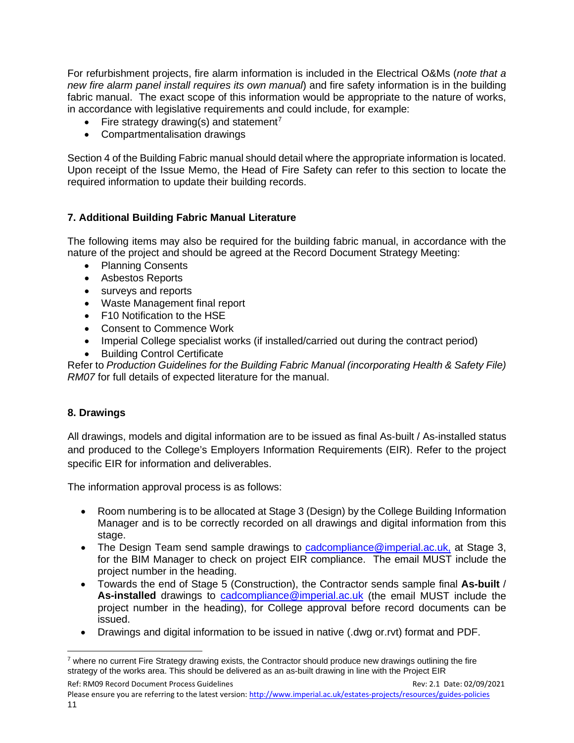For refurbishment projects, fire alarm information is included in the Electrical O&Ms (*note that a new fire alarm panel install requires its own manual*) and fire safety information is in the building fabric manual. The exact scope of this information would be appropriate to the nature of works, in accordance with legislative requirements and could include, for example:

- Fire strategy drawing(s) and statement[7]
- Compartmentalisation drawings

Section 4 of the Building Fabric manual should detail where the appropriate information is located. Upon receipt of the Issue Memo, the Head of Fire Safety can refer to this section to locate the required information to update their building records.

## 7. Additional Building Fabric Manual Literature

The following items may also be required for the building fabric manual, in accordance with the nature of the project and should be agreed at the Record Document Strategy Meeting:

- Planning Consents
- Asbestos Reports
- surveys and reports
- Waste Management final report
- F10 Notification to the HSE
- Consent to Commence Work
- Imperial College specialist works (if installed/carried out during the contract period)
- Building Control Certificate

Refer to *Production Guidelines for the Building Fabric Manual (incorporating Health & Safety File) RM07* for full details of expected literature for the manual.

## 8. Drawings

All drawings, models and digital information are to be issued as final As-built / As-installed status and produced to the College's Employers Information Requirements (EIR). Refer to the project specific EIR for information and deliverables.

The information approval process is as follows:

- Room numbering is to be allocated at Stage 3 (Design) by the College Building Information Manager and is to be correctly recorded on all drawings and digital information from this stage.
- The Design Team send sample drawings to cadcompliance@imperial.ac.uk, at Stage 3, for the BIM Manager to check on project EIR compliance. The email MUST include the project number in the heading.
- Towards the end of Stage 5 (Construction), the Contractor sends sample final **As-built** / **As-installed** drawings to cadcompliance@imperial.ac.uk (the email MUST include the project number in the heading), for College approval before record documents can be issued.
- Drawings and digital information to be issued in native (.dwg or.rvt) format and PDF.

[7] where no current Fire Strategy drawing exists, the Contractor should produce new drawings outlining the fire strategy of the works area. This should be delivered as an as-built drawing in line with the Project EIR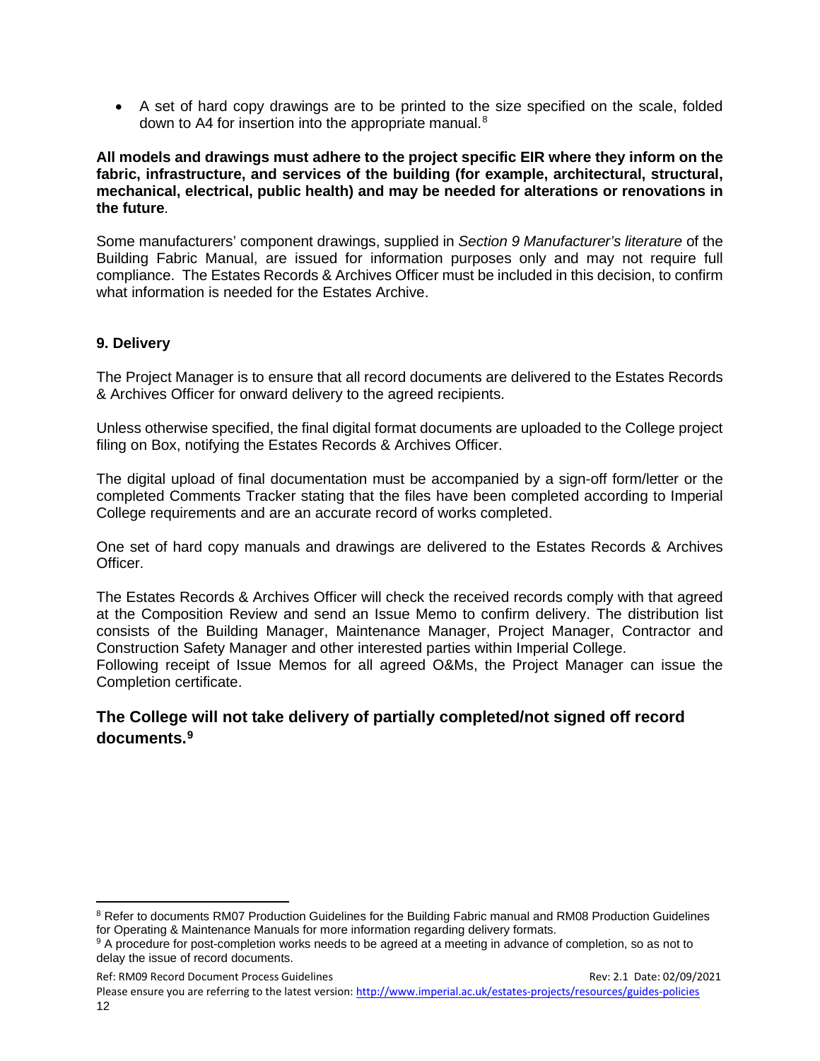- A set of hard copy drawings are to be printed to the size specified on the scale, folded down to A4 for insertion into the appropriate manual.[8]

**All models and drawings must adhere to the project specific EIR where they inform on the fabric, infrastructure, and services of the building (for example, architectural, structural, mechanical, electrical, public health) and may be needed for alterations or renovations in the future**.

Some manufacturers' component drawings, supplied in *Section 9 Manufacturer's literature* of the Building Fabric Manual, are issued for information purposes only and may not require full compliance. The Estates Records & Archives Officer must be included in this decision, to confirm what information is needed for the Estates Archive.

### 9. Delivery

The Project Manager is to ensure that all record documents are delivered to the Estates Records & Archives Officer for onward delivery to the agreed recipients.

Unless otherwise specified, the final digital format documents are uploaded to the College project filing on Box, notifying the Estates Records & Archives Officer.

The digital upload of final documentation must be accompanied by a sign-off form/letter or the completed Comments Tracker stating that the files have been completed according to Imperial College requirements and are an accurate record of works completed.

One set of hard copy manuals and drawings are delivered to the Estates Records & Archives Officer.

The Estates Records & Archives Officer will check the received records comply with that agreed at the Composition Review and send an Issue Memo to confirm delivery. The distribution list consists of the Building Manager, Maintenance Manager, Project Manager, Contractor and Construction Safety Manager and other interested parties within Imperial College.
Following receipt of Issue Memos for all agreed O&Ms, the Project Manager can issue the Completion certificate.

**The College will not take delivery of partially completed/not signed off record documents.[9]**

---

[8] Refer to documents RM07 Production Guidelines for the Building Fabric manual and RM08 Production Guidelines for Operating & Maintenance Manuals for more information regarding delivery formats.

[9] A procedure for post-completion works needs to be agreed at a meeting in advance of completion, so as not to delay the issue of record documents.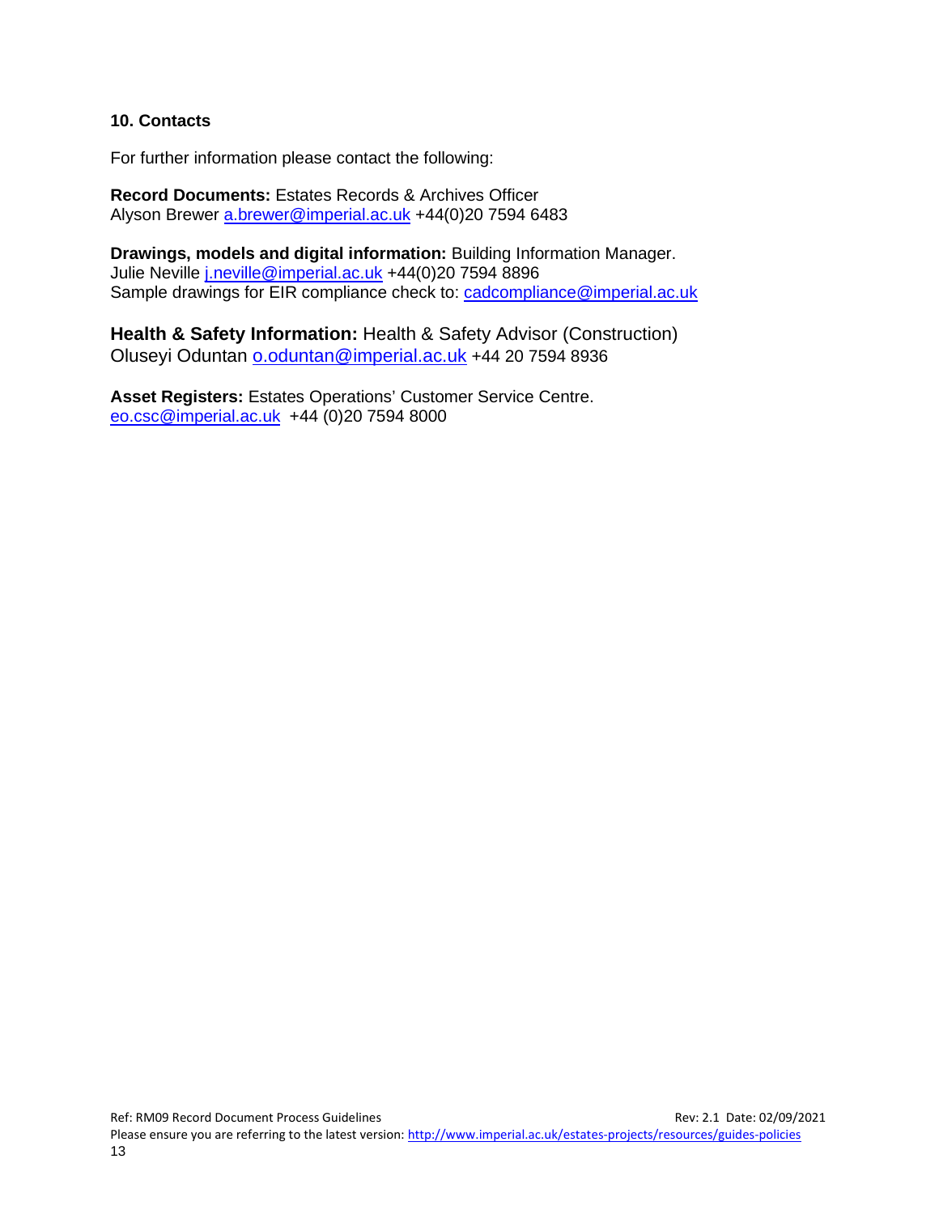## 10. Contacts

For further information please contact the following:

**Record Documents:** Estates Records & Archives Officer
Alyson Brewer a.brewer@imperial.ac.uk +44(0)20 7594 6483

**Drawings, models and digital information:** Building Information Manager.
Julie Neville j.neville@imperial.ac.uk +44(0)20 7594 8896
Sample drawings for EIR compliance check to: cadcompliance@imperial.ac.uk

**Health & Safety Information:** Health & Safety Advisor (Construction)
Oluseyi Oduntan o.oduntan@imperial.ac.uk +44 20 7594 8936

**Asset Registers:** Estates Operations' Customer Service Centre.
eo.csc@imperial.ac.uk +44 (0)20 7594 8000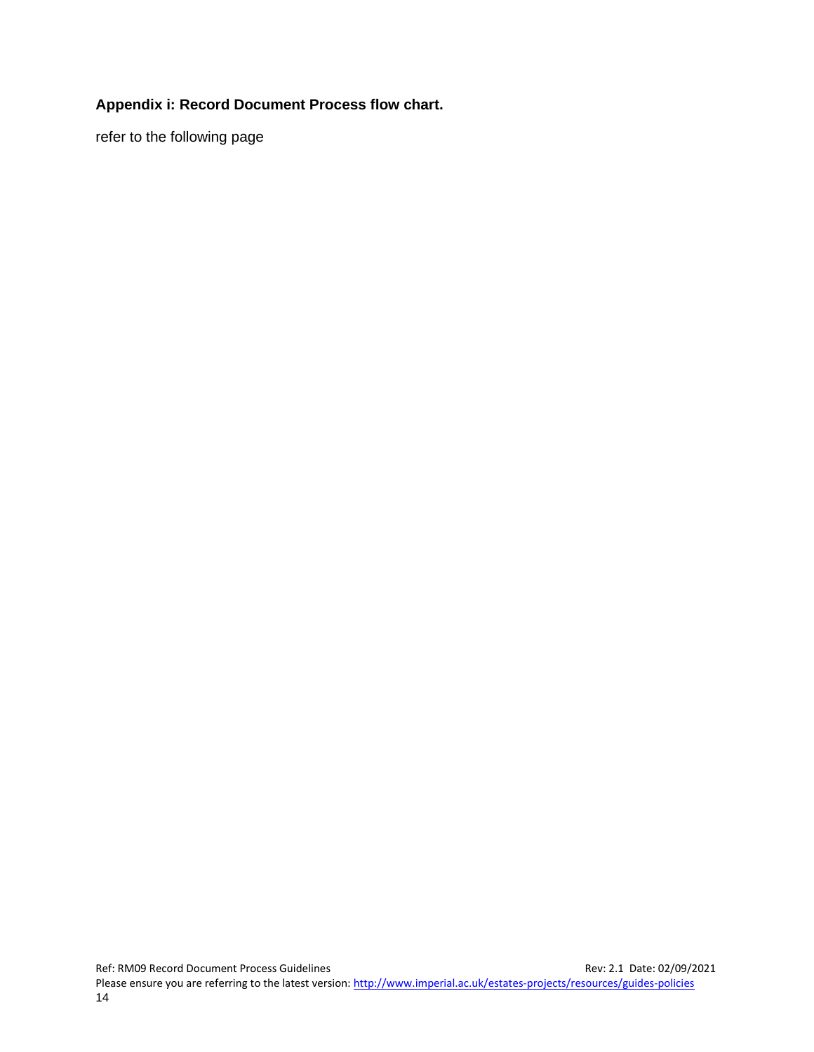### Appendix i: Record Document Process flow chart.

refer to the following page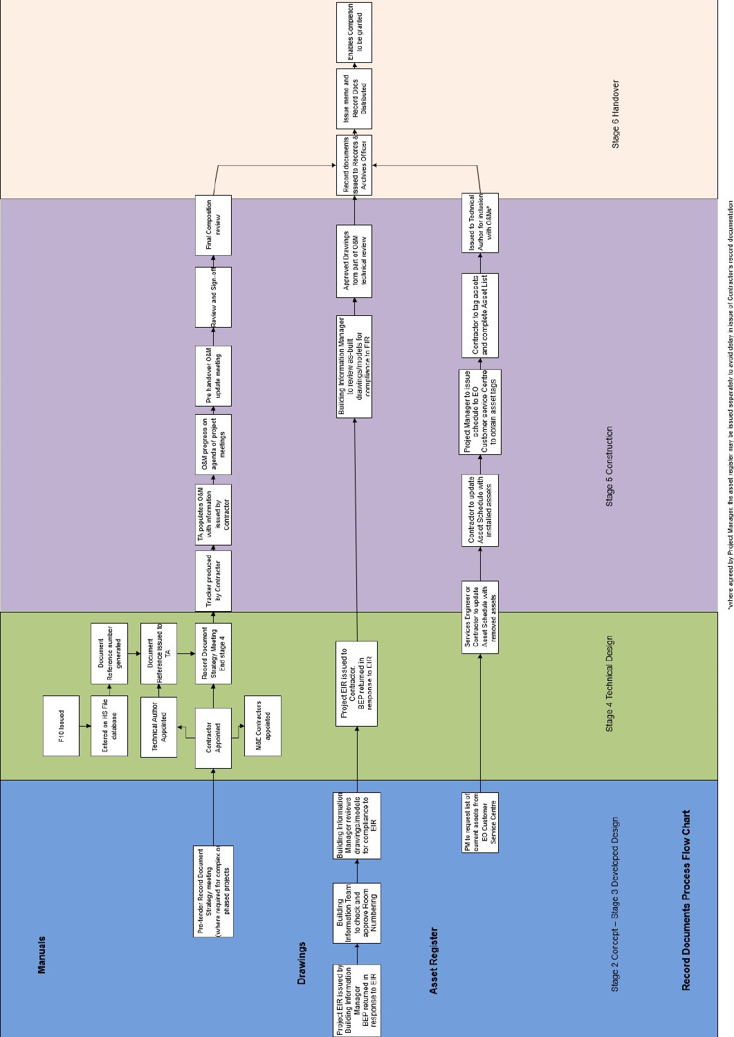# Record Documents Process Flow Chart

## Stage 2 Concept – Stage 3 Developed Design

**Manuals**
- Pre-tender Record Document Strategy meeting (where required for complex or phased projects)

**Drawings**
- Project EIR issued by Building Information Manager BEP returned in response to EIR
- Building Information Team to check and approve Room Numbering
- Building Information Manager reviews drawings/models for compliance to EIR

**Asset Register**
- PM to request list of current assets from EO Customer Service Centre

## Stage 4 Technical Design

**Manuals**
- Contractor Appointed
  - Technical Author Appointed
  - M&E Contractors appointed
- F10 Issued
- Entered on HS File database
- Document Reference number generated
- Document Reference issued to TA
- Record Document Strategy Meeting End stage 4

**Drawings**
- Project EIR issued to Contractor. BEP returned in response to EIR

**Asset Register**
- Services Engineer or Contractor to update Asset Schedule with removed assets

## Stage 5 Construction

**Manuals**
- Tracker produced by Contractor
- TA populates O&M with information issued by Contractor
- O&M progress on agenda of project meetings
- Pre handover O&M update meeting
- Review and Sign-off
- Final Composition review

**Drawings**
- Building Information Manager to review as-built drawings/models for compliance to EIR
- Approved Drawings form part of O&M technical review

**Asset Register**
- Contractor to update Asset Schedule with installed assets
- Project Manager to issue schedule to EO Customer service Centre to obtain asset tags
- Contractor to tag assets and complete Asset List
- Issued to Technical Author for inclusion with O&Ms*

## Stage 6 Handover

- Record documents issued to Records & Archives Officer
- Issue memo and Record Docs Distributed
- Enables Completion to be granted

*where agreed by Project Manager, the asset register may be issued separately to avoid delay in issue of Contractor's record documentation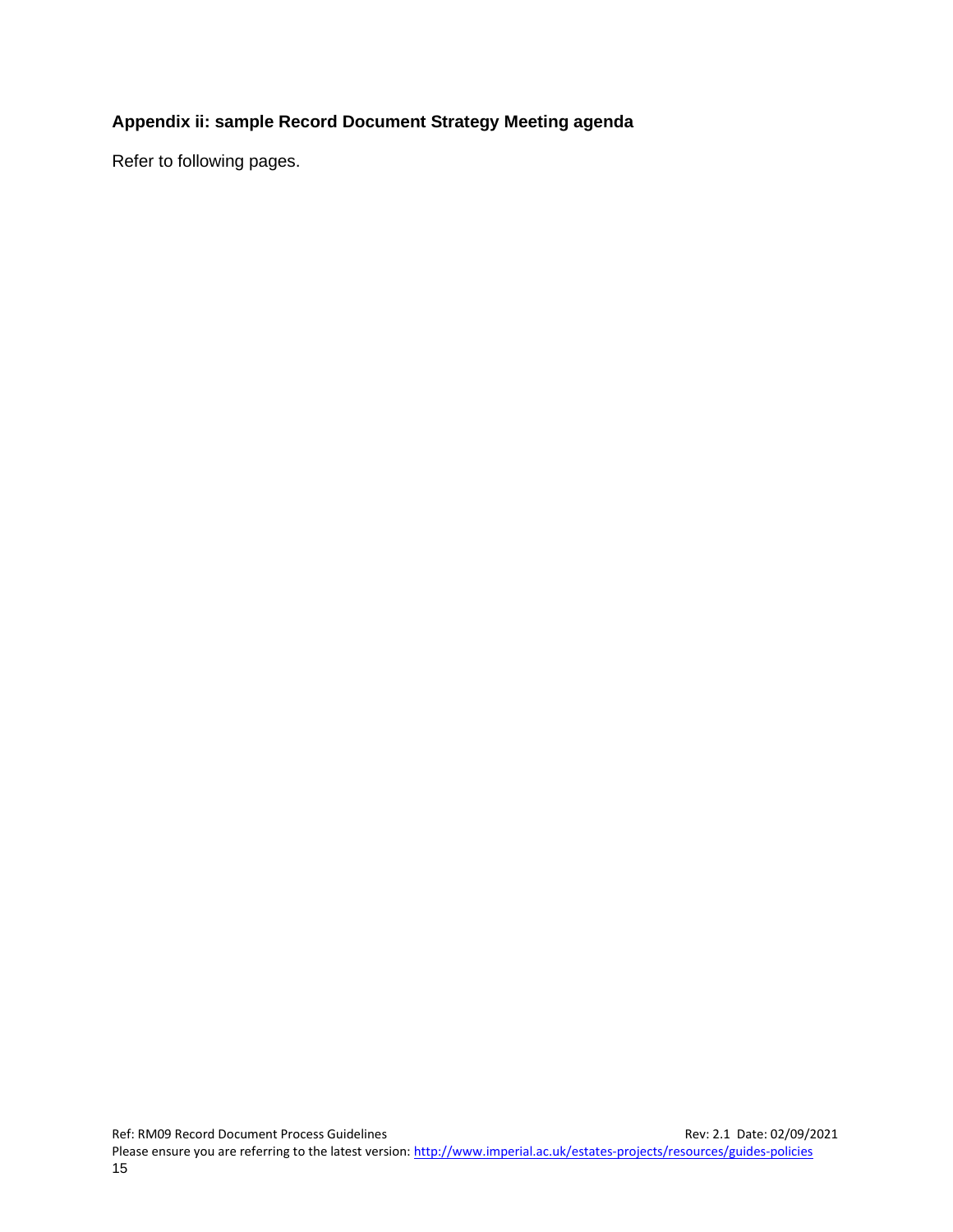### Appendix ii: sample Record Document Strategy Meeting agenda

Refer to following pages.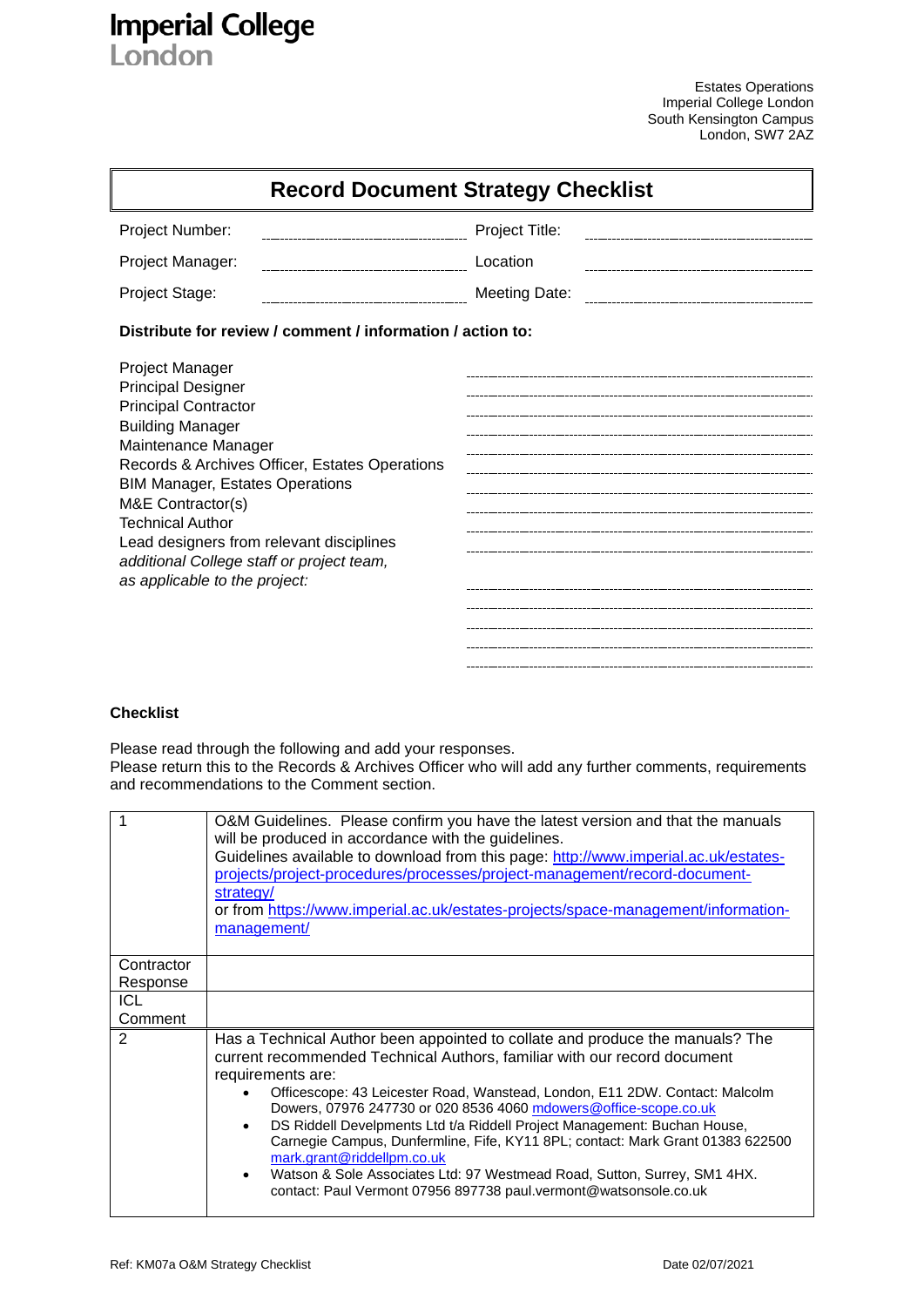Imperial College London

Estates Operations
Imperial College London
South Kensington Campus
London, SW7 2AZ

# Record Document Strategy Checklist

| | | | |
|---|---|---|---|
| Project Number: | | Project Title: | |
| Project Manager: | | Location | |
| Project Stage: | | Meeting Date: | |

**Distribute for review / comment / information / action to:**

Project Manager
Principal Designer
Principal Contractor
Building Manager
Maintenance Manager
Records & Archives Officer, Estates Operations
BIM Manager, Estates Operations
M&E Contractor(s)
Technical Author
Lead designers from relevant disciplines
*additional College staff or project team, as applicable to the project:*

**Checklist**

Please read through the following and add your responses.
Please return this to the Records & Archives Officer who will add any further comments, requirements and recommendations to the Comment section.

| | |
|---|---|
| 1 | O&M Guidelines. Please confirm you have the latest version and that the manuals will be produced in accordance with the guidelines. Guidelines available to download from this page: http://www.imperial.ac.uk/estates-projects/project-procedures/processes/project-management/record-document-strategy/ or from https://www.imperial.ac.uk/estates-projects/space-management/information-management/ |
| Contractor Response | |
| ICL Comment | |
| 2 | Has a Technical Author been appointed to collate and produce the manuals? The current recommended Technical Authors, familiar with our record document requirements are:<br>• Officescope: 43 Leicester Road, Wanstead, London, E11 2DW. Contact: Malcolm Dowers, 07976 247730 or 020 8536 4060 mdowers@office-scope.co.uk<br>• DS Riddell Develpments Ltd t/a Riddell Project Management: Buchan House, Carnegie Campus, Dunfermline, Fife, KY11 8PL; contact: Mark Grant 01383 622500 mark.grant@riddellpm.co.uk<br>• Watson & Sole Associates Ltd: 97 Westmead Road, Sutton, Surrey, SM1 4HX. contact: Paul Vermont 07956 897738 paul.vermont@watsonsole.co.uk |

Ref: KM07a O&M Strategy Checklist | Date 02/07/2021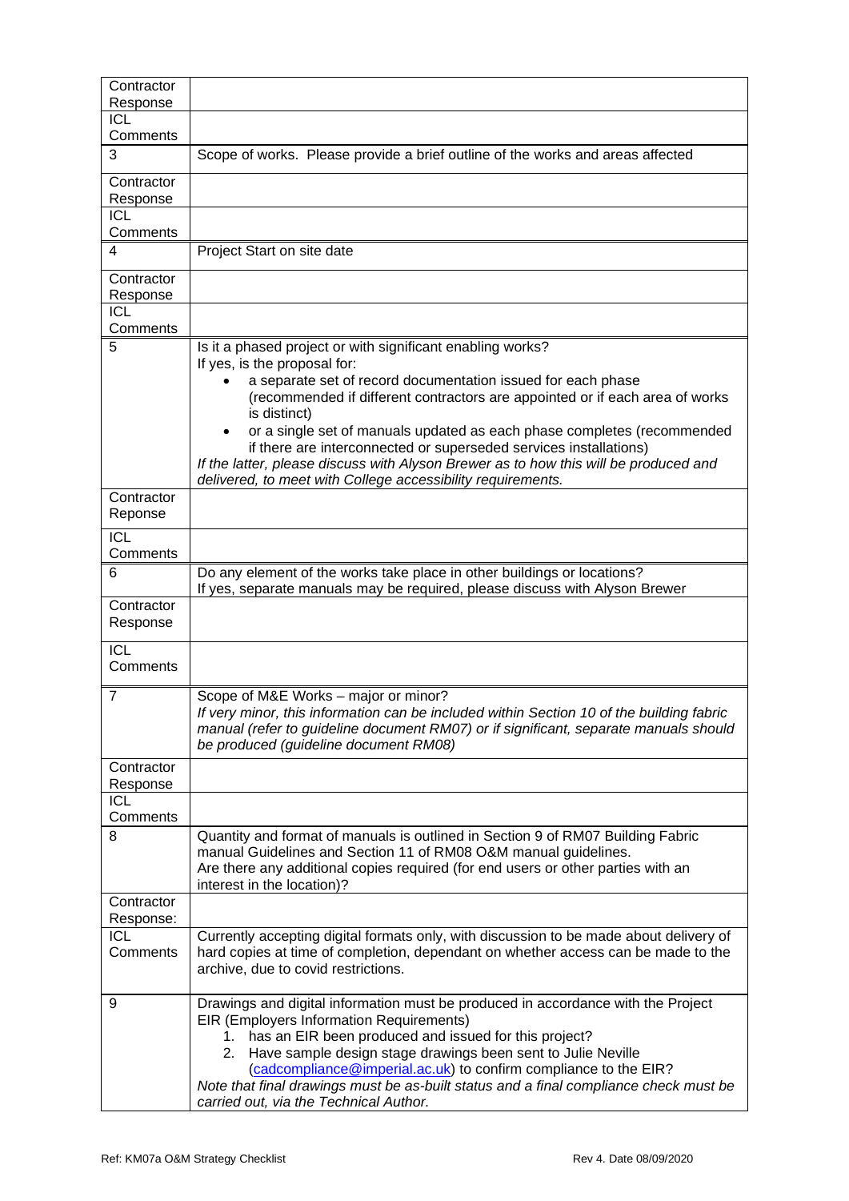| | |
|---|---|
| Contractor Response | |
| ICL Comments | |
| 3 | Scope of works. Please provide a brief outline of the works and areas affected |
| Contractor Response | |
| ICL Comments | |
| 4 | Project Start on site date |
| Contractor Response | |
| ICL Comments | |
| 5 | Is it a phased project or with significant enabling works?<br>If yes, is the proposal for:<br>• a separate set of record documentation issued for each phase (recommended if different contractors are appointed or if each area of works is distinct)<br>• or a single set of manuals updated as each phase completes (recommended if there are interconnected or superseded services installations)<br>*If the latter, please discuss with Alyson Brewer as to how this will be produced and delivered, to meet with College accessibility requirements.* |
| Contractor Reponse | |
| ICL Comments | |
| 6 | Do any element of the works take place in other buildings or locations?<br>If yes, separate manuals may be required, please discuss with Alyson Brewer |
| Contractor Response | |
| ICL Comments | |
| 7 | Scope of M&E Works – major or minor?<br>*If very minor, this information can be included within Section 10 of the building fabric manual (refer to guideline document RM07) or if significant, separate manuals should be produced (guideline document RM08)* |
| Contractor Response | |
| ICL Comments | |
| 8 | Quantity and format of manuals is outlined in Section 9 of RM07 Building Fabric manual Guidelines and Section 11 of RM08 O&M manual guidelines.<br>Are there any additional copies required (for end users or other parties with an interest in the location)? |
| Contractor Response: | |
| ICL Comments | Currently accepting digital formats only, with discussion to be made about delivery of hard copies at time of completion, dependant on whether access can be made to the archive, due to covid restrictions. |
| 9 | Drawings and digital information must be produced in accordance with the Project EIR (Employers Information Requirements)<br>1. has an EIR been produced and issued for this project?<br>2. Have sample design stage drawings been sent to Julie Neville (cadcompliance@imperial.ac.uk) to confirm compliance to the EIR?<br>*Note that final drawings must be as-built status and a final compliance check must be carried out, via the Technical Author.* |

Ref: KM07a O&M Strategy Checklist Rev 4. Date 08/09/2020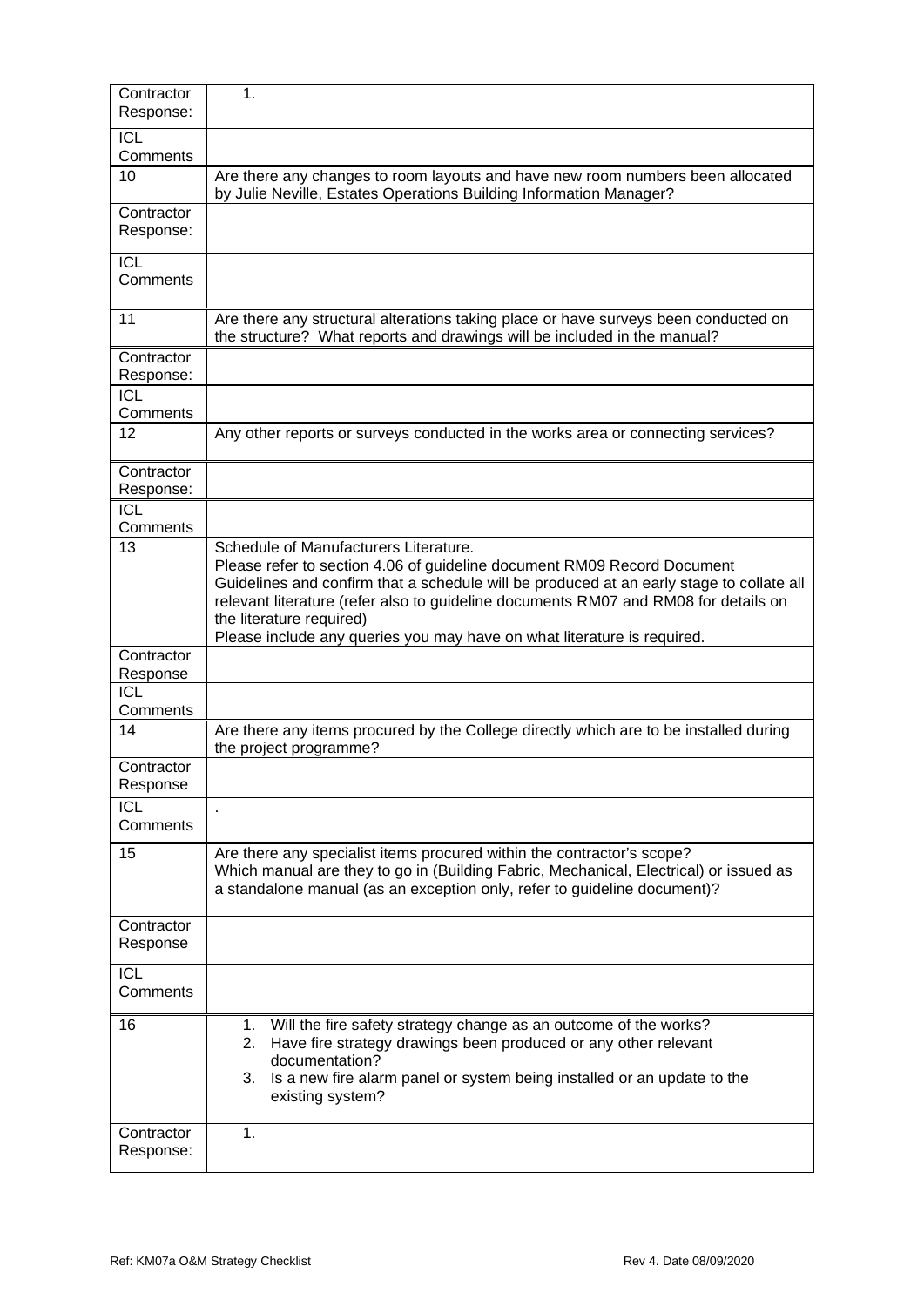| | |
|---|---|
| Contractor Response: | 1. |
| ICL Comments | |
| 10 | Are there any changes to room layouts and have new room numbers been allocated by Julie Neville, Estates Operations Building Information Manager? |
| Contractor Response: | |
| ICL Comments | |
| 11 | Are there any structural alterations taking place or have surveys been conducted on the structure? What reports and drawings will be included in the manual? |
| Contractor Response: | |
| ICL Comments | |
| 12 | Any other reports or surveys conducted in the works area or connecting services? |
| Contractor Response: | |
| ICL Comments | |
| 13 | Schedule of Manufacturers Literature.<br>Please refer to section 4.06 of guideline document RM09 Record Document Guidelines and confirm that a schedule will be produced at an early stage to collate all relevant literature (refer also to guideline documents RM07 and RM08 for details on the literature required)<br>Please include any queries you may have on what literature is required. |
| Contractor Response | |
| ICL Comments | |
| 14 | Are there any items procured by the College directly which are to be installed during the project programme? |
| Contractor Response | |
| ICL Comments | . |
| 15 | Are there any specialist items procured within the contractor's scope?<br>Which manual are they to go in (Building Fabric, Mechanical, Electrical) or issued as a standalone manual (as an exception only, refer to guideline document)? |
| Contractor Response | |
| ICL Comments | |
| 16 | 1. Will the fire safety strategy change as an outcome of the works?<br>2. Have fire strategy drawings been produced or any other relevant documentation?<br>3. Is a new fire alarm panel or system being installed or an update to the existing system? |
| Contractor Response: | 1. |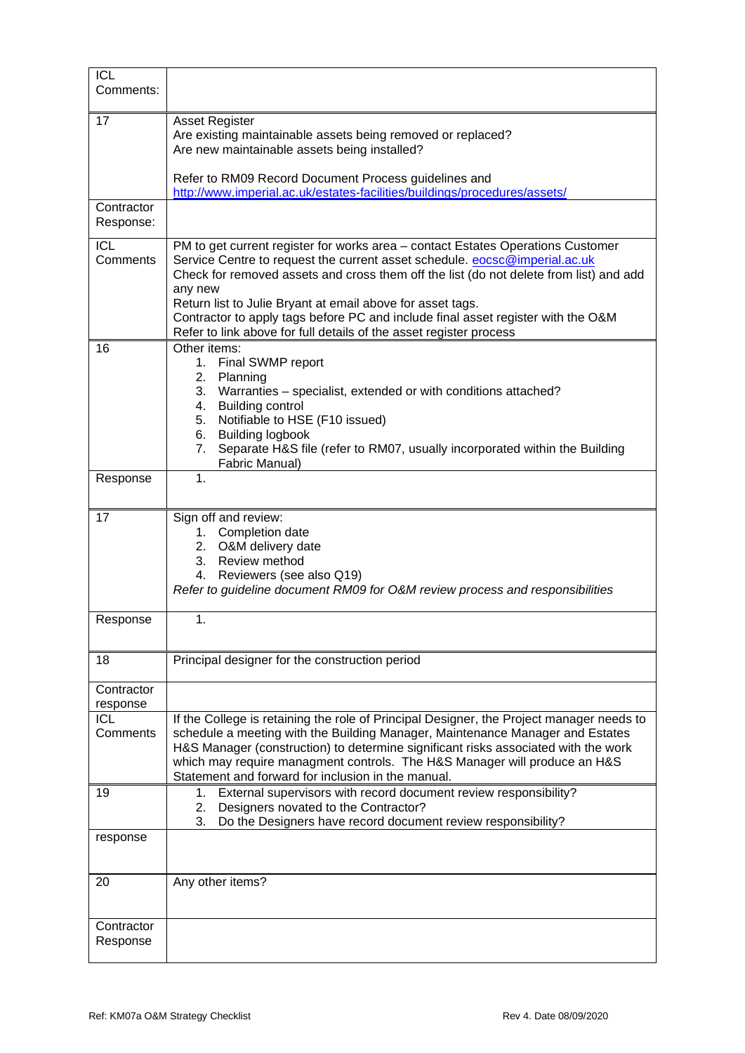| | |
|---|---|
| ICL Comments: | |
| 17 | Asset Register<br>Are existing maintainable assets being removed or replaced?<br>Are new maintainable assets being installed?<br><br>Refer to RM09 Record Document Process guidelines and<br>http://www.imperial.ac.uk/estates-facilities/buildings/procedures/assets/ |
| Contractor Response: | |
| ICL Comments | PM to get current register for works area – contact Estates Operations Customer Service Centre to request the current asset schedule. eocsc@imperial.ac.uk<br>Check for removed assets and cross them off the list (do not delete from list) and add any new<br>Return list to Julie Bryant at email above for asset tags.<br>Contractor to apply tags before PC and include final asset register with the O&M<br>Refer to link above for full details of the asset register process |
| 16 | Other items:<br>1. Final SWMP report<br>2. Planning<br>3. Warranties – specialist, extended or with conditions attached?<br>4. Building control<br>5. Notifiable to HSE (F10 issued)<br>6. Building logbook<br>7. Separate H&S file (refer to RM07, usually incorporated within the Building Fabric Manual) |
| Response | 1. |
| 17 | Sign off and review:<br>1. Completion date<br>2. O&M delivery date<br>3. Review method<br>4. Reviewers (see also Q19)<br>*Refer to guideline document RM09 for O&M review process and responsibilities* |
| Response | 1. |
| 18 | Principal designer for the construction period |
| Contractor response | |
| ICL Comments | If the College is retaining the role of Principal Designer, the Project manager needs to schedule a meeting with the Building Manager, Maintenance Manager and Estates H&S Manager (construction) to determine significant risks associated with the work which may require managment controls. The H&S Manager will produce an H&S Statement and forward for inclusion in the manual. |
| 19 | 1. External supervisors with record document review responsibility?<br>2. Designers novated to the Contractor?<br>3. Do the Designers have record document review responsibility? |
| response | |
| 20 | Any other items? |
| Contractor Response | |

Ref: KM07a O&M Strategy Checklist Rev 4. Date 08/09/2020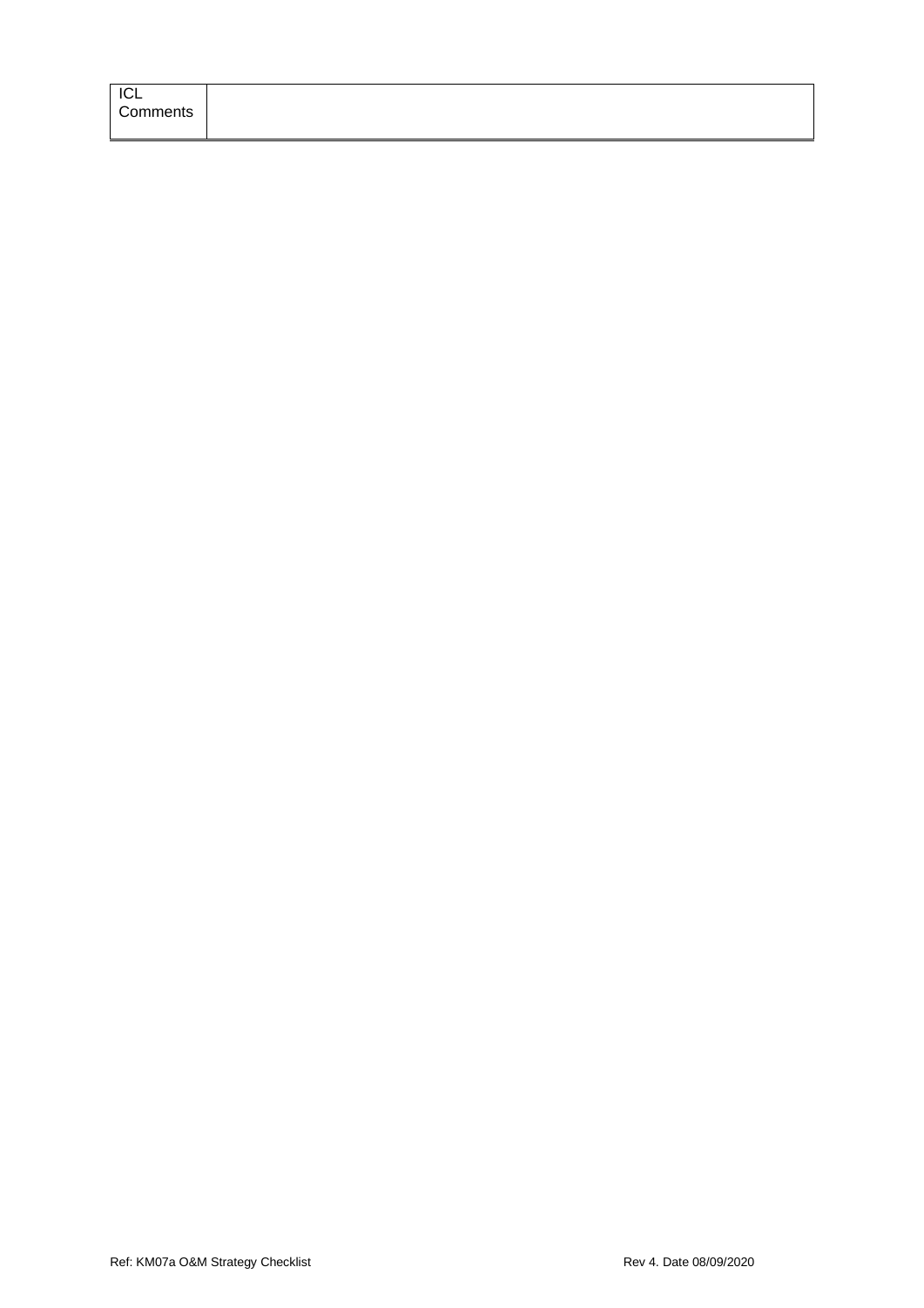| ICL Comments | |
|---|---|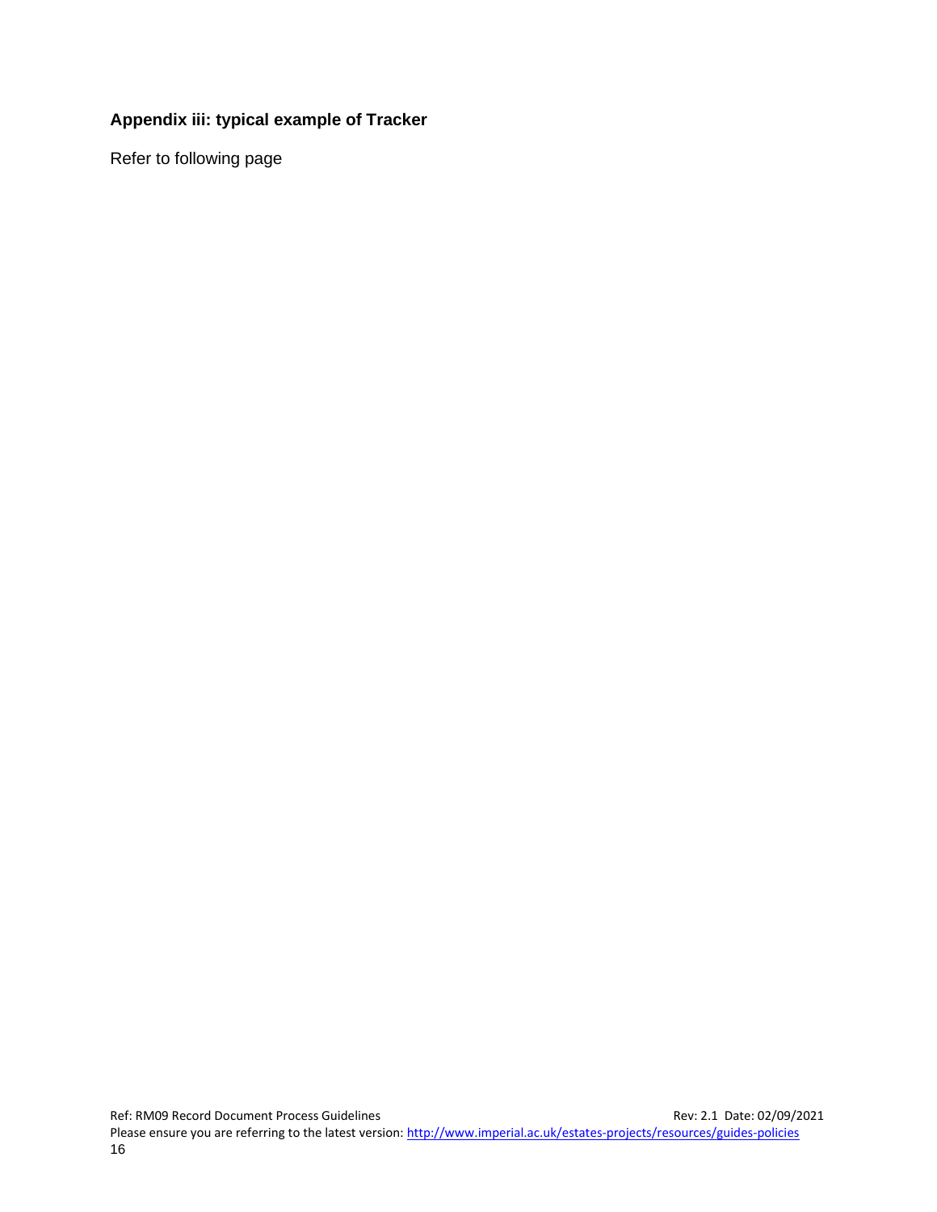## Appendix iii: typical example of Tracker

Refer to following page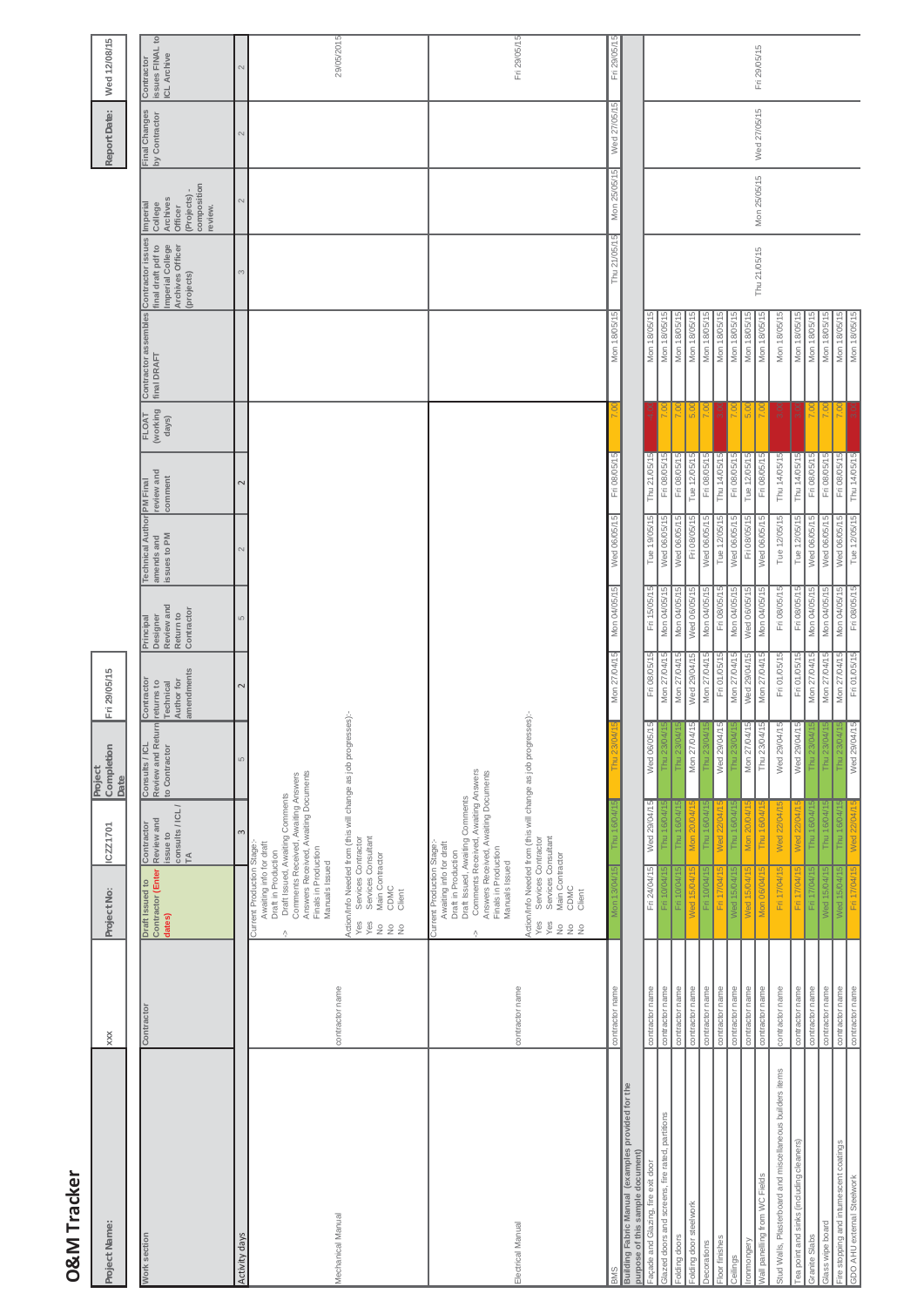# O&M Tracker

| Project Name: | xxx | Project No: | ICZ1701 | Project Completion Date | Fri 29/05/15 | | | | | | | | Report Date: | Wed 12/08/15 |
|---|---|---|---|---|---|---|---|---|---|---|---|---|---|---|
| **Work section** | **Contractor** | **Draft Issued to Contractor (Enter dates)** | **Contractor Review and issue to consults / ICL / TA** | **Consults / ICL Review and Return to Contractor** | **Contractor returns to Technical Author for amendments** | **Principal Designer Review and Return to Contractor** | **Technical Author amends and issues to PM** | **PM Final review and comment** | **FLOAT (working days)** | **Contractor assembles final DRAFT** | **Contractor issues final draft pdf to Imperial College Archives Officer (projects)** | **Imperial College Archives Officer (Projects) - composition review.** | **Final Changes by Contractor** | **Contractor issues FINAL to ICL Archive** |
| Activity days | | | 3 | 5 | 2 | 5 | 2 | 2 | | | 3 | 2 | 2 | 2 |
| Mechanical Manual | contractor name | Current Production Stage:- Awaiting info for draft; Draft in Production; -> Draft Issued, Awaiting Comments; Comments Received, Awaiting Answers; Answers Received, Awaiting Documents; Finals in Production; Manuals Issued. Action/Info Needed from (this will change as job progresses):- Yes Services Contractor; Yes Services Consultant; No Main Contractor; No CDMC; No Client | | | | | | | | | | | | 29/05/2015 |
| Electrical Manual | contractor name | Current Production Stage:- Awaiting info for draft; Draft in Production; Draft Issued, Awaiting Comments; -> Comments Received, Awaiting Answers; Answers Received, Awaiting Documents; Finals in Production; Manuals Issued. Action/Info Needed from (this will change as job progresses):- Yes Services Contractor; Yes Services Consultant; No Main Contractor; No CDMC; No Client | | | | | | | | | | | | Fri 29/05/15 |
| BMS | contractor name | Mon 13/04/15 | Thu 16/04/15 | Thu 23/04/15 | Mon 27/04/15 | Mon 04/05/15 | Wed 06/05/15 | Fri 08/05/15 | 7.00 | Mon 18/05/15 | Thu 21/05/15 | Mon 25/05/15 | Wed 27/05/15 | Fri 29/05/15 |
| **Building Fabric Manual (examples provided for the purpose of this sample document)** | | | | | | | | | | | | | | |
| Façade and Glazing, fire exit door | contractor name | Fri 24/04/15 | Wed 29/04/15 | Wed 06/05/15 | Fri 08/05/15 | Fri 15/05/15 | Tue 19/05/15 | Thu 21/05/15 | -2.00 | Mon 18/05/15 | | | | |
| Glazed doors and screens, fire rated, partitions | contractor name | Fri 10/04/15 | Thu 16/04/15 | Thu 23/04/15 | Mon 27/04/15 | Mon 04/05/15 | Wed 06/05/15 | Fri 08/05/15 | 7.00 | Mon 18/05/15 | | | | |
| Folding doors | contractor name | Fri 10/04/15 | Thu 16/04/15 | Thu 23/04/15 | Mon 27/04/15 | Mon 04/05/15 | Wed 06/05/15 | Fri 08/05/15 | 7.00 | Mon 18/05/15 | | | | |
| Folding door steelwork | contractor name | Wed 15/04/15 | Mon 20/04/15 | Mon 27/04/15 | Wed 29/04/15 | Wed 06/05/15 | Fri 08/05/15 | Tue 12/05/15 | 5.00 | Mon 18/05/15 | | | | |
| Decorations | contractor name | Fri 10/04/15 | Thu 16/04/15 | Thu 23/04/15 | Mon 27/04/15 | Mon 04/05/15 | Wed 06/05/15 | Fri 08/05/15 | 7.00 | Mon 18/05/15 | | | | |
| Floor finishes | contractor name | Fri 17/04/15 | Wed 22/04/15 | Wed 29/04/15 | Fri 01/05/15 | Fri 08/05/15 | Tue 12/05/15 | Thu 14/05/15 | 3.00 | Mon 18/05/15 | | | | |
| Ceilings | contractor name | Wed 15/04/15 | Thu 16/04/15 | Thu 23/04/15 | Mon 27/04/15 | Mon 04/05/15 | Wed 06/05/15 | Fri 08/05/15 | 7.00 | Mon 18/05/15 | | | | |
| Ironmongery | contractor name | Wed 15/04/15 | Mon 20/04/15 | Mon 27/04/15 | Wed 29/04/15 | Wed 06/05/15 | Fri 08/05/15 | Tue 12/05/15 | 5.00 | Mon 18/05/15 | | | | |
| Wall panelling from WC Fields | contractor name | Mon 06/04/15 | Thu 16/04/15 | Thu 23/04/15 | Mon 27/04/15 | Mon 04/05/15 | Wed 06/05/15 | Fri 08/05/15 | 7.00 | Mon 18/05/15 | | | | |
| Stud Walls, Plasterboard and miscellaneous builders items | contractor name | Fri 17/04/15 | Wed 22/04/15 | Wed 29/04/15 | Fri 01/05/15 | Fri 08/05/15 | Tue 12/05/15 | Thu 14/05/15 | 3.00 | Mon 18/05/15 | | | | |
| Tea point and sinks (including cleaners) | contractor name | Fri 17/04/15 | Wed 22/04/15 | Wed 29/04/15 | Fri 01/05/15 | Fri 08/05/15 | Tue 12/05/15 | Thu 14/05/15 | 3.00 | Mon 18/05/15 | Thu 21/05/15 | Mon 25/05/15 | Wed 27/05/15 | Fri 29/05/15 |
| Granite Slabs | contractor name | Fri 17/04/15 | Thu 16/04/15 | Thu 23/04/15 | Mon 27/04/15 | Mon 04/05/15 | Wed 06/05/15 | Fri 08/05/15 | 7.00 | Mon 18/05/15 | | | | |
| Glass wipe board | contractor name | Wed 15/04/15 | Thu 16/04/15 | Thu 23/04/15 | Mon 27/04/15 | Mon 04/05/15 | Wed 06/05/15 | Fri 08/05/15 | 7.00 | Mon 18/05/15 | | | | |
| Fire stopping and intumescent coatings | contractor name | Wed 15/04/15 | Thu 16/04/15 | Thu 23/04/15 | Mon 27/04/15 | Mon 04/05/15 | Wed 06/05/15 | Fri 08/05/15 | 7.00 | Mon 18/05/15 | | | | |
| GDO AHU external Steelwork | contractor name | Fri 17/04/15 | Wed 22/04/15 | Wed 29/04/15 | Fri 01/05/15 | Fri 08/05/15 | Tue 12/05/15 | Thu 14/05/15 | 3.00 | Mon 18/05/15 | | | | |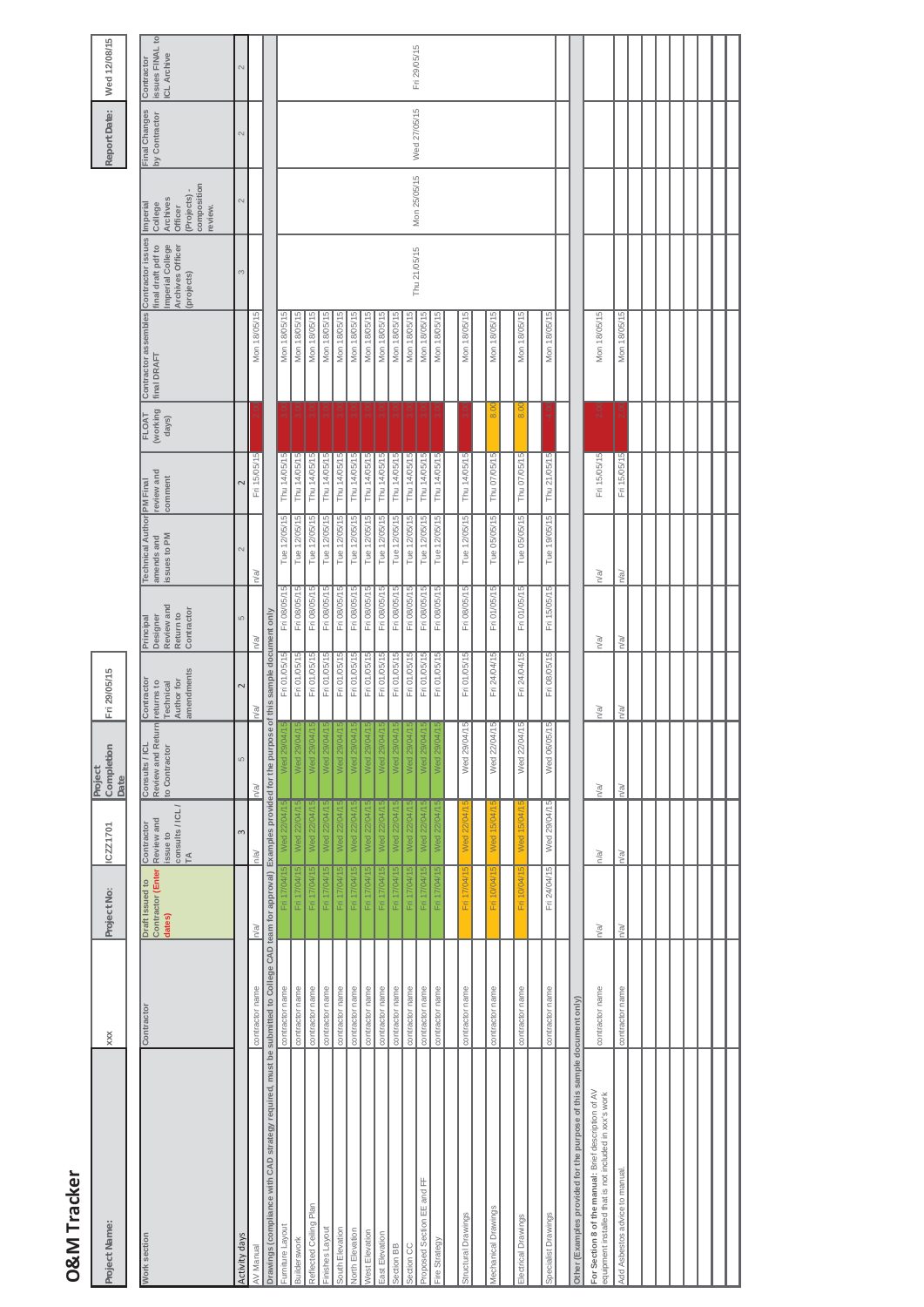# O&M Tracker

| Project Name: | xxx | Project No: | ICZ1701 | Project Completion Date | Fri 29/05/15 | Report Date: | Wed 12/08/15 |
|---|---|---|---|---|---|---|---|

| Work section | Contractor | Draft issued to Contractor (Enter dates) | Contractor Review and issue to consults / ICL / TA | Consults / ICL Review and Return to Contractor | Contractor returns to Technical Author for amendments | Principal Designer Review and Return to Contractor | Technical Author amends and issues to PM | PM Final review and comment | FLOAT (working days) | Contractor assembles final DRAFT | Contractor issues final draft pdf to Imperial College Archives Officer (projects) | Imperial College Archives Officer (Projects) - composition review. | Final Changes by Contractor | Contractor issues FINAL to ICL Archive |
|---|---|---|---|---|---|---|---|---|---|---|---|---|---|---|
| Activity days | | | 3 | 5 | 2 | 5 | 2 | 2 | | | 3 | 2 | 2 | 2 |
| AV Manual | contractor name | n/a | n/a | n/a | n/a | n/a | n/a | Fri 15/05/15 | 1.0 | Mon 18/05/15 | | | | |
| Drawings (compliance with CAD strategy required, must be submitted to College CAD team for approval) Examples provided for the purpose of this sample document only | | | | | | | | | | | | | | |
| Furniture Layout | contractor name | Fri 17/04/15 | Wed 22/04/15 | Wed 29/04/15 | Fri 01/05/15 | Fri 08/05/15 | Tue 12/05/15 | Thu 14/05/15 | 1.0 | Mon 18/05/15 | | | | |
| Builderswork | contractor name | Fri 17/04/15 | Wed 22/04/15 | Wed 29/04/15 | Fri 01/05/15 | Fri 08/05/15 | Tue 12/05/15 | Thu 14/05/15 | 1.0 | Mon 18/05/15 | | | | |
| Reflected Ceiling Plan | contractor name | Fri 17/04/15 | Wed 22/04/15 | Wed 29/04/15 | Fri 01/05/15 | Fri 08/05/15 | Tue 12/05/15 | Thu 14/05/15 | 1.0 | Mon 18/05/15 | | | | |
| Finishes Layout | contractor name | Fri 17/04/15 | Wed 22/04/15 | Wed 29/04/15 | Fri 01/05/15 | Fri 08/05/15 | Tue 12/05/15 | Thu 14/05/15 | 1.0 | Mon 18/05/15 | | | | |
| South Elevation | contractor name | Fri 17/04/15 | Wed 22/04/15 | Wed 29/04/15 | Fri 01/05/15 | Fri 08/05/15 | Tue 12/05/15 | Thu 14/05/15 | 1.0 | Mon 18/05/15 | | | | |
| North Elevation | contractor name | Fri 17/04/15 | Wed 22/04/15 | Wed 29/04/15 | Fri 01/05/15 | Fri 08/05/15 | Tue 12/05/15 | Thu 14/05/15 | 1.0 | Mon 18/05/15 | | | | |
| West Elevation | contractor name | Fri 17/04/15 | Wed 22/04/15 | Wed 29/04/15 | Fri 01/05/15 | Fri 08/05/15 | Tue 12/05/15 | Thu 14/05/15 | 1.0 | Mon 18/05/15 | | | | |
| East Elevation | contractor name | Fri 17/04/15 | Wed 22/04/15 | Wed 29/04/15 | Fri 01/05/15 | Fri 08/05/15 | Tue 12/05/15 | Thu 14/05/15 | 1.0 | Mon 18/05/15 | | | | |
| Section BB | contractor name | Fri 17/04/15 | Wed 22/04/15 | Wed 29/04/15 | Fri 01/05/15 | Fri 08/05/15 | Tue 12/05/15 | Thu 14/05/15 | 1.0 | Mon 18/05/15 | | | | |
| Section CC | contractor name | Fri 17/04/15 | Wed 22/04/15 | Wed 29/04/15 | Fri 01/05/15 | Fri 08/05/15 | Tue 12/05/15 | Thu 14/05/15 | 1.0 | Mon 18/05/15 | | | | |
| Proposed Section EE and FF | contractor name | Fri 17/04/15 | Wed 22/04/15 | Wed 29/04/15 | Fri 01/05/15 | Fri 08/05/15 | Tue 12/05/15 | Thu 14/05/15 | 1.0 | Mon 18/05/15 | Thu 21/05/15 | Mon 25/05/15 | Wed 27/05/15 | Fri 29/05/15 |
| Fire Strategy | contractor name | Fri 17/04/15 | Wed 22/04/15 | Wed 29/04/15 | Fri 01/05/15 | Fri 08/05/15 | Tue 12/05/15 | Thu 14/05/15 | 1.0 | Mon 18/05/15 | | | | |
| Structural Drawings | contractor name | Fri 17/04/15 | Wed 22/04/15 | Wed 29/04/15 | Fri 01/05/15 | Fri 08/05/15 | Tue 12/05/15 | Thu 14/05/15 | 1.0 | Mon 18/05/15 | | | | |
| Mechanical Drawings | contractor name | Fri 10/04/15 | Wed 15/04/15 | Wed 22/04/15 | Fri 24/04/15 | Fri 01/05/15 | Tue 05/05/15 | Thu 07/05/15 | 8.00 | Mon 18/05/15 | | | | |
| Electrical Drawings | contractor name | Fri 10/04/15 | Wed 15/04/15 | Wed 22/04/15 | Fri 24/04/15 | Fri 01/05/15 | Tue 05/05/15 | Thu 07/05/15 | 8.00 | Mon 18/05/15 | | | | |
| Specialist Drawings | contractor name | Fri 24/04/15 | Wed 29/04/15 | Wed 06/05/15 | Fri 08/05/15 | Fri 15/05/15 | Tue 19/05/15 | Thu 21/05/15 | 1.0 | Mon 18/05/15 | | | | |
| Other (Examples provided for the purpose of this sample document only) | | | | | | | | | | | | | | |
| **For Section 8 of the manual:** Brief description of AV equipment installed that is not included in xxx's work | contractor name | n/a | n/a | n/a | n/a | n/a | n/a | Fri 15/05/15 | 1.0 | Mon 18/05/15 | | | | |
| Add Asbestos advice to manual. | contractor name | n/a | n/a | n/a | n/a | n/a | n/a | Fri 15/05/15 | 1.0 | Mon 18/05/15 | | | | |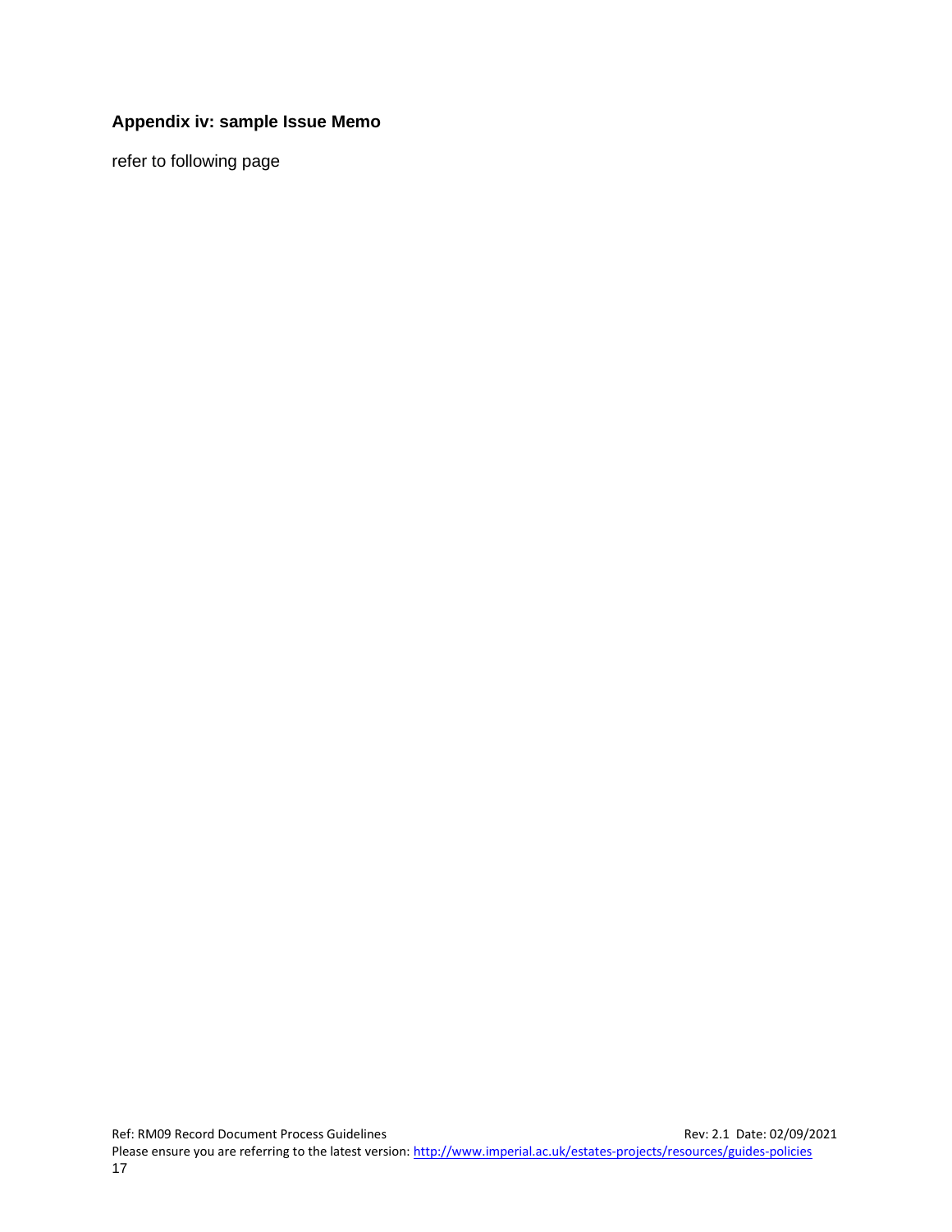### Appendix iv: sample Issue Memo

refer to following page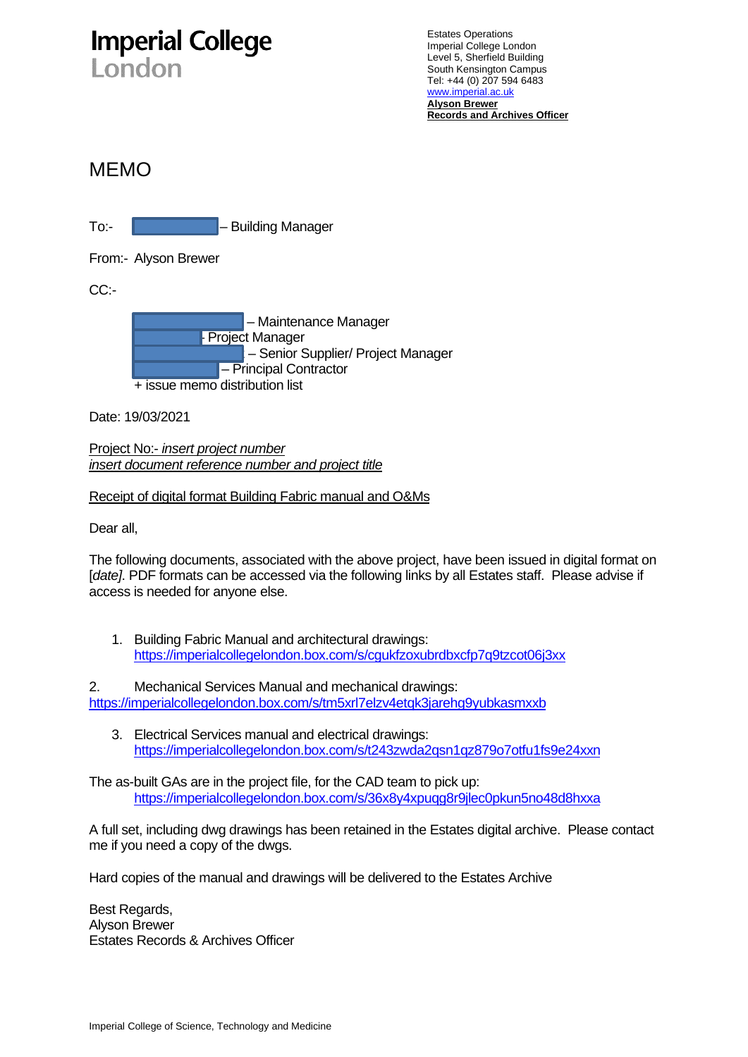# Imperial College London

Estates Operations
Imperial College London
Level 5, Sherfield Building
South Kensington Campus
Tel: +44 (0) 207 594 6483
www.imperial.ac.uk
**Alyson Brewer**
**Records and Archives Officer**

# MEMO

To:- – Building Manager

From:- Alyson Brewer

CC:-

– Maintenance Manager
- Project Manager
– Senior Supplier/ Project Manager
– Principal Contractor
+ issue memo distribution list

Date: 19/03/2021

Project No:- *insert project number*
*insert document reference number and project title*

Receipt of digital format Building Fabric manual and O&Ms

Dear all,

The following documents, associated with the above project, have been issued in digital format on [*date*]. PDF formats can be accessed via the following links by all Estates staff. Please advise if access is needed for anyone else.

1. Building Fabric Manual and architectural drawings:
   https://imperialcollegelondon.box.com/s/cgukfzoxubrdbxcfp7q9tzcot06j3xx

2. Mechanical Services Manual and mechanical drawings:
   https://imperialcollegelondon.box.com/s/tm5xrl7elzv4etqk3jarehg9yubkasmxxb

3. Electrical Services manual and electrical drawings:
   https://imperialcollegelondon.box.com/s/t243zwda2qsn1qz879o7otfu1fs9e24xxn

The as-built GAs are in the project file, for the CAD team to pick up:
https://imperialcollegelondon.box.com/s/36x8y4xpuqg8r9jlec0pkun5no48d8hxxa

A full set, including dwg drawings has been retained in the Estates digital archive. Please contact me if you need a copy of the dwgs.

Hard copies of the manual and drawings will be delivered to the Estates Archive

Best Regards,
Alyson Brewer
Estates Records & Archives Officer

Imperial College of Science, Technology and Medicine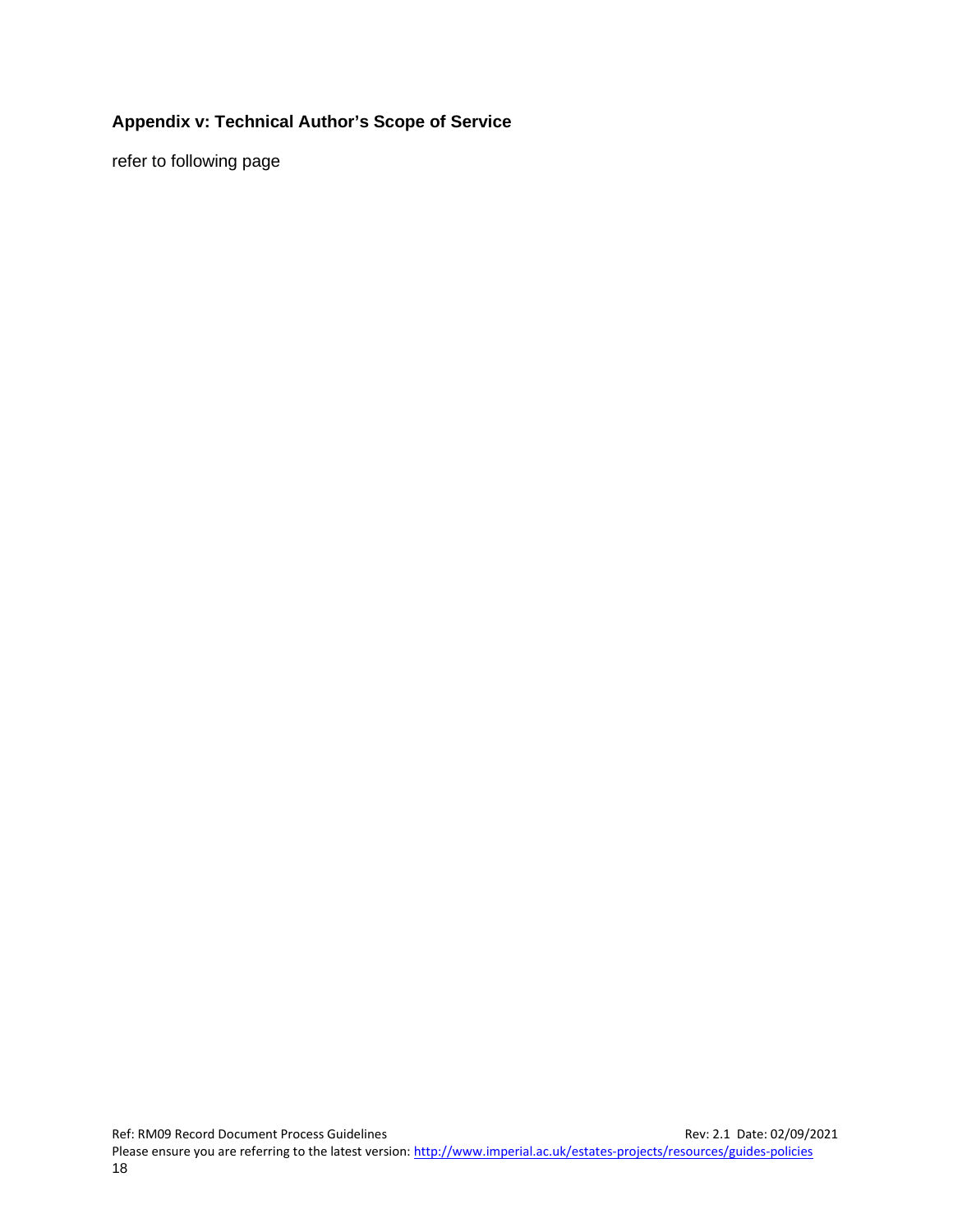## Appendix v: Technical Author's Scope of Service

refer to following page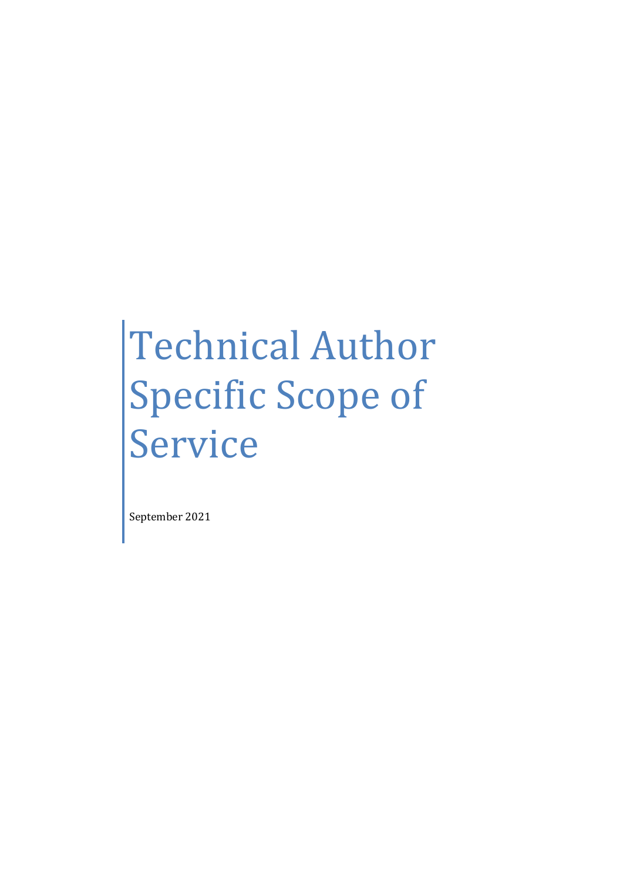# Technical Author Specific Scope of Service

September 2021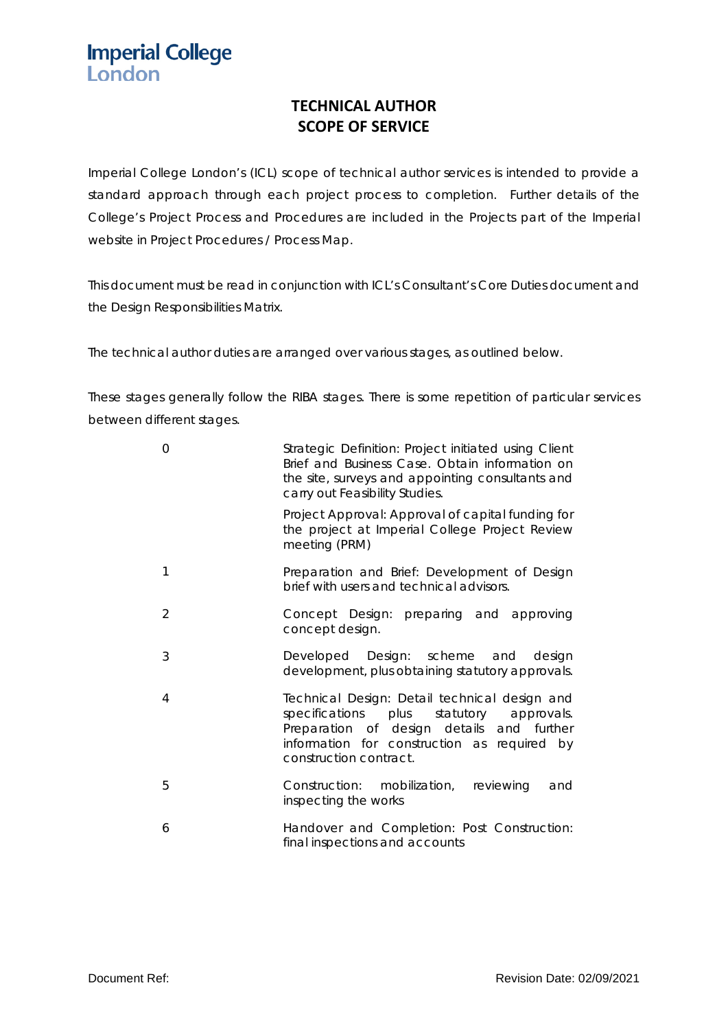Imperial College London

# TECHNICAL AUTHOR SCOPE OF SERVICE

Imperial College London's (ICL) scope of technical author services is intended to provide a standard approach through each project process to completion. Further details of the College's Project Process and Procedures are included in the Projects part of the Imperial website in Project Procedures / Process Map.

This document must be read in conjunction with ICL's Consultant's Core Duties document and the Design Responsibilities Matrix.

The technical author duties are arranged over various stages, as outlined below.

These stages generally follow the RIBA stages. There is some repetition of particular services between different stages.

| | |
|---|---|
| 0 | Strategic Definition: Project initiated using Client Brief and Business Case. Obtain information on the site, surveys and appointing consultants and carry out Feasibility Studies. |
| | Project Approval: Approval of capital funding for the project at Imperial College Project Review meeting (PRM) |
| 1 | Preparation and Brief: Development of Design brief with users and technical advisors. |
| 2 | Concept Design: preparing and approving concept design. |
| 3 | Developed Design: scheme and design development, plus obtaining statutory approvals. |
| 4 | Technical Design: Detail technical design and specifications plus statutory approvals. Preparation of design details and further information for construction as required by construction contract. |
| 5 | Construction: mobilization, reviewing and inspecting the works |
| 6 | Handover and Completion: Post Construction: final inspections and accounts |

Document Ref: Revision Date: 02/09/2021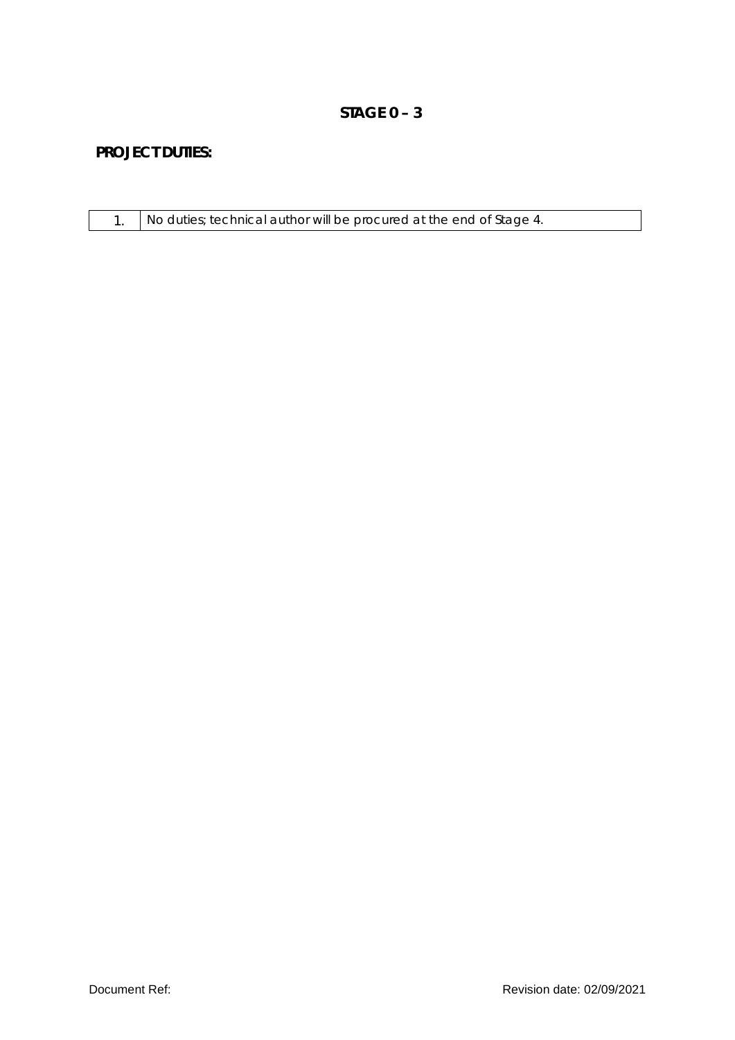## STAGE 0 – 3

**PROJECT DUTIES:**

| | |
|---|---|
| 1. | No duties; technical author will be procured at the end of Stage 4. |

Document Ref: Revision date: 02/09/2021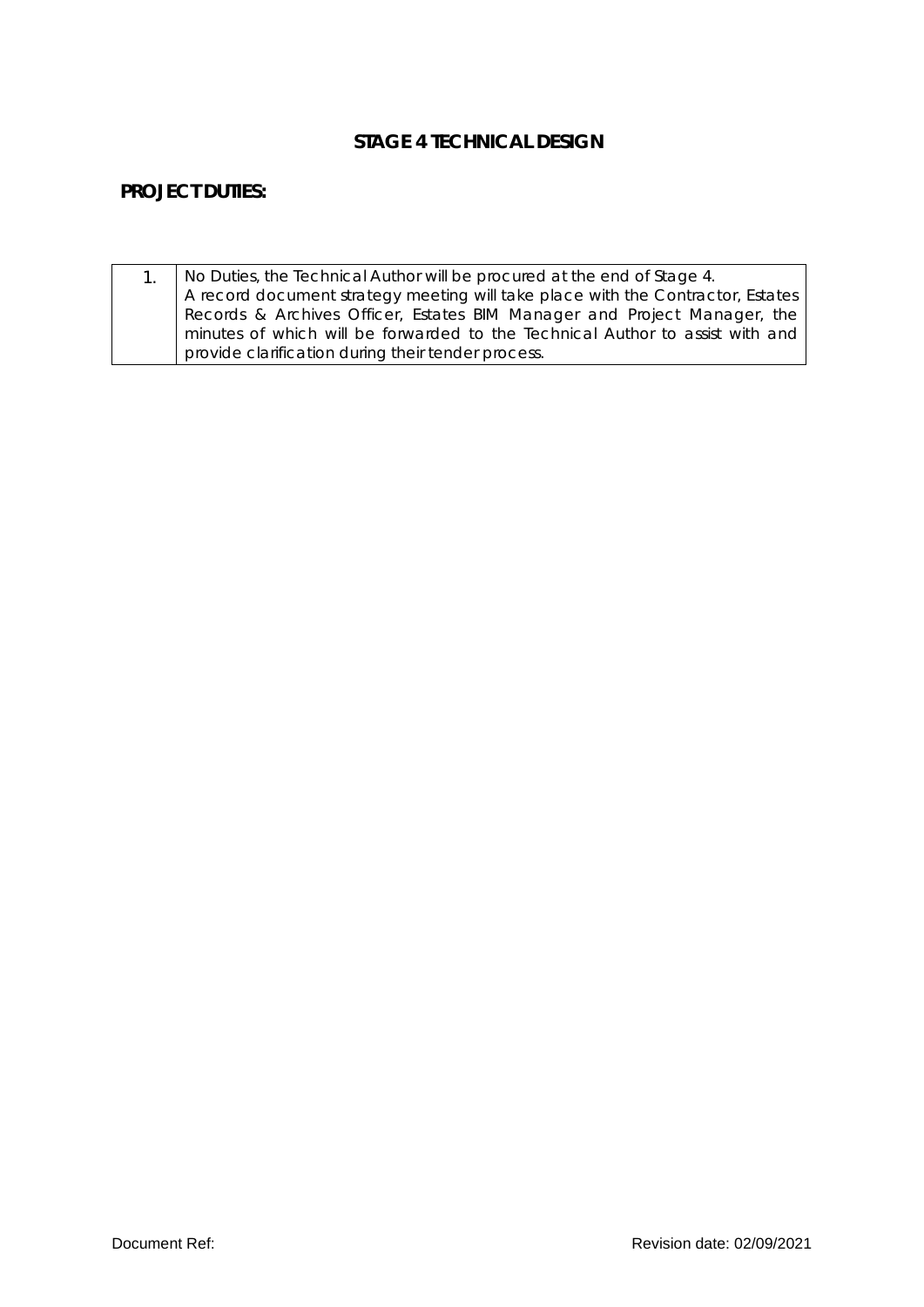## STAGE 4 TECHNICAL DESIGN

### PROJECT DUTIES:

| | |
|---|---|
| 1. | No Duties, the Technical Author will be procured at the end of Stage 4. A record document strategy meeting will take place with the Contractor, Estates Records & Archives Officer, Estates BIM Manager and Project Manager, the minutes of which will be forwarded to the Technical Author to assist with and provide clarification during their tender process. |

Document Ref: Revision date: 02/09/2021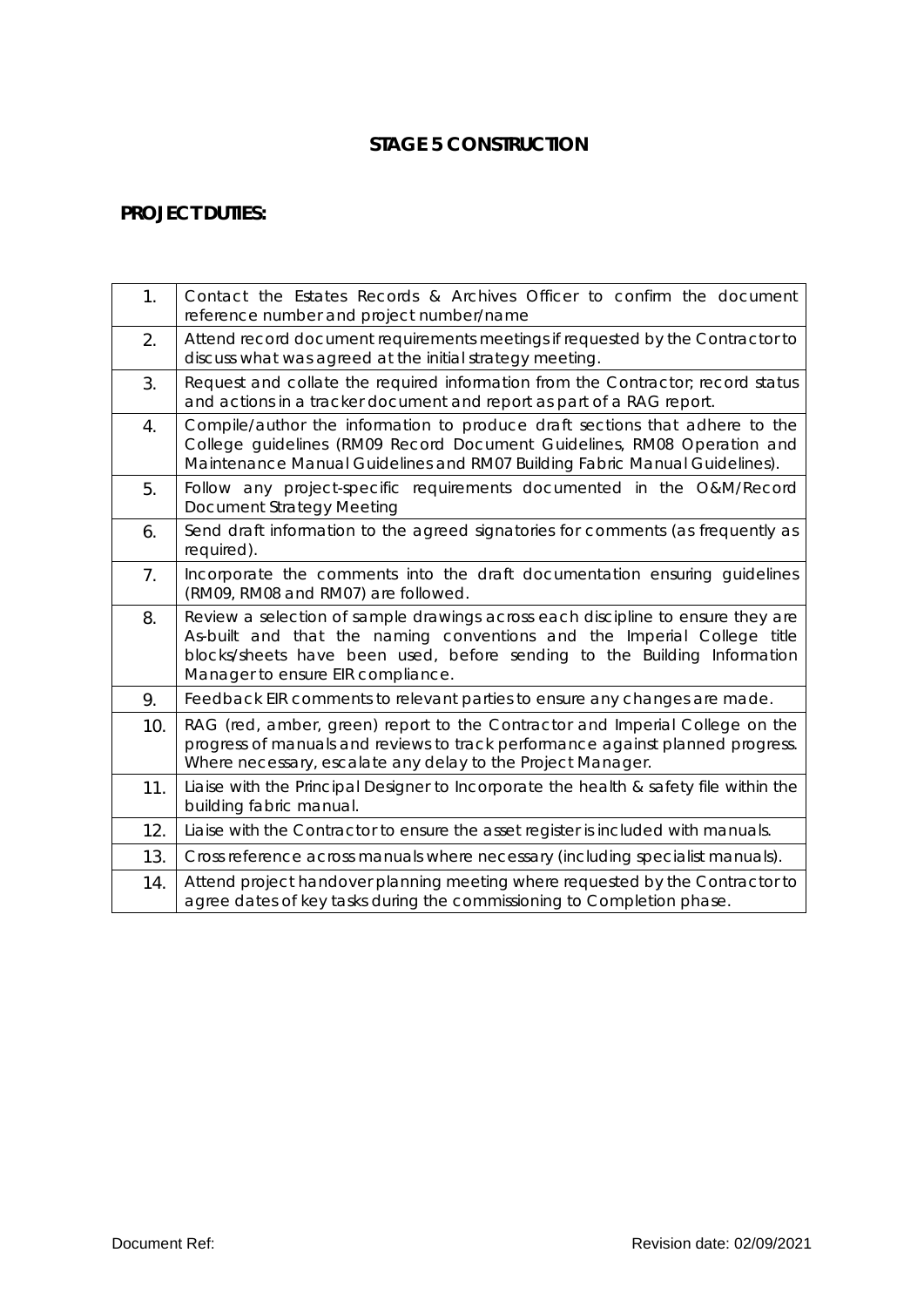## STAGE 5 CONSTRUCTION

### PROJECT DUTIES:

| | |
|---|---|
| 1. | Contact the Estates Records & Archives Officer to confirm the document reference number and project number/name |
| 2. | Attend record document requirements meetings if requested by the Contractor to discuss what was agreed at the initial strategy meeting. |
| 3. | Request and collate the required information from the Contractor; record status and actions in a tracker document and report as part of a RAG report. |
| 4. | Compile/author the information to produce draft sections that adhere to the College guidelines (RM09 Record Document Guidelines, RM08 Operation and Maintenance Manual Guidelines and RM07 Building Fabric Manual Guidelines). |
| 5. | Follow any project-specific requirements documented in the O&M/Record Document Strategy Meeting |
| 6. | Send draft information to the agreed signatories for comments (as frequently as required). |
| 7. | Incorporate the comments into the draft documentation ensuring guidelines (RM09, RM08 and RM07) are followed. |
| 8. | Review a selection of sample drawings across each discipline to ensure they are As-built and that the naming conventions and the Imperial College title blocks/sheets have been used, before sending to the Building Information Manager to ensure EIR compliance. |
| 9. | Feedback EIR comments to relevant parties to ensure any changes are made. |
| 10. | RAG (red, amber, green) report to the Contractor and Imperial College on the progress of manuals and reviews to track performance against planned progress. Where necessary, escalate any delay to the Project Manager. |
| 11. | Liaise with the Principal Designer to Incorporate the health & safety file within the building fabric manual. |
| 12. | Liaise with the Contractor to ensure the asset register is included with manuals. |
| 13. | Cross reference across manuals where necessary (including specialist manuals). |
| 14. | Attend project handover planning meeting where requested by the Contractor to agree dates of key tasks during the commissioning to Completion phase. |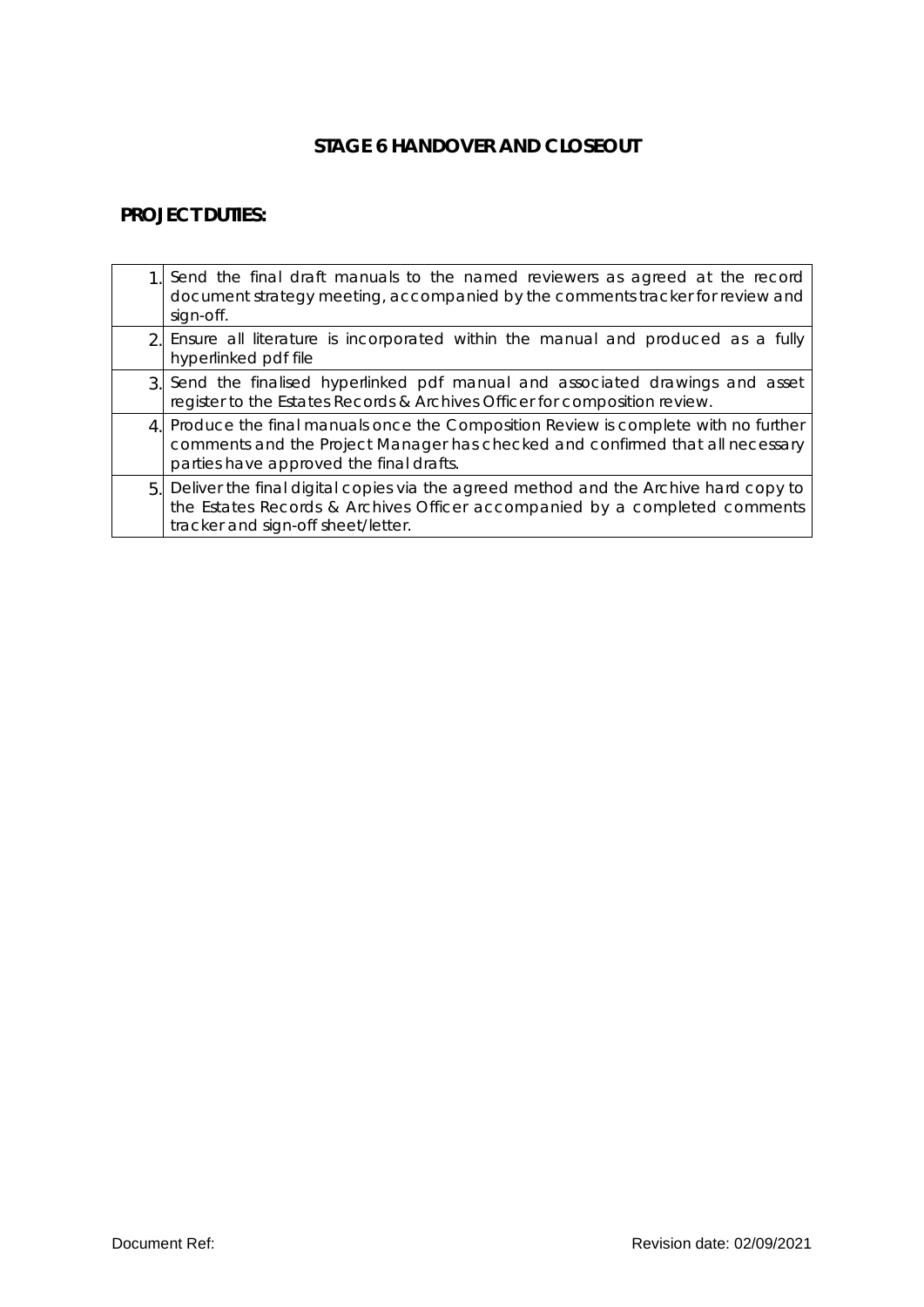## STAGE 6 HANDOVER AND CLOSEOUT

### PROJECT DUTIES:

| | |
|---|---|
| 1. | Send the final draft manuals to the named reviewers as agreed at the record document strategy meeting, accompanied by the comments tracker for review and sign-off. |
| 2. | Ensure all literature is incorporated within the manual and produced as a fully hyperlinked pdf file |
| 3. | Send the finalised hyperlinked pdf manual and associated drawings and asset register to the Estates Records & Archives Officer for composition review. |
| 4. | Produce the final manuals once the Composition Review is complete with no further comments and the Project Manager has checked and confirmed that all necessary parties have approved the final drafts. |
| 5. | Deliver the final digital copies via the agreed method and the Archive hard copy to the Estates Records & Archives Officer accompanied by a completed comments tracker and sign-off sheet/letter. |

Document Ref: Revision date: 02/09/2021